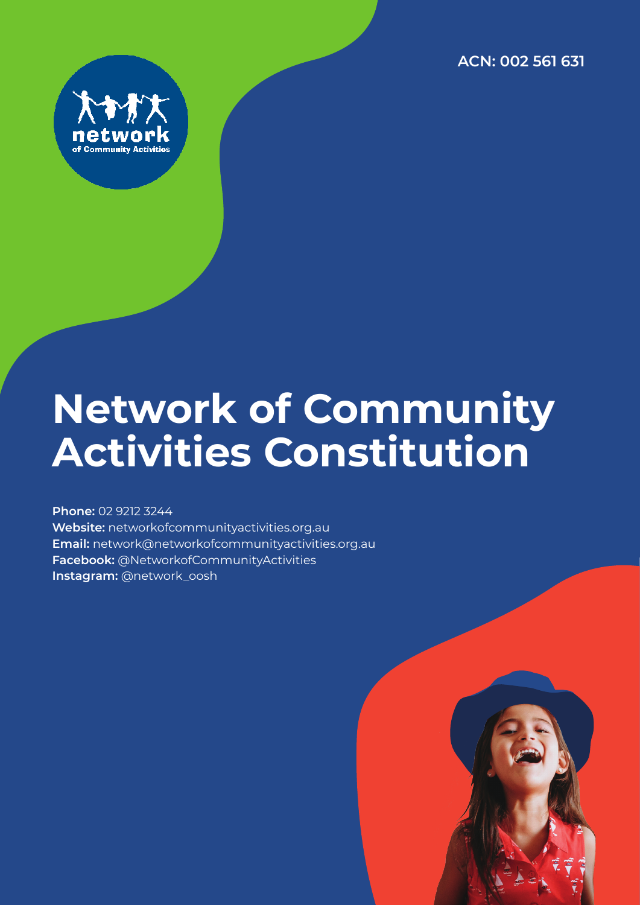ACN: 002 561 631

network
of Community Activities

# Network of Community Activities Constitution

**Phone:** 02 9212 3244
**Website:** networkofcommunityactivities.org.au
**Email:** network@networkofcommunityactivities.org.au
**Facebook:** @NetworkofCommunityActivities
**Instagram:** @network_oosh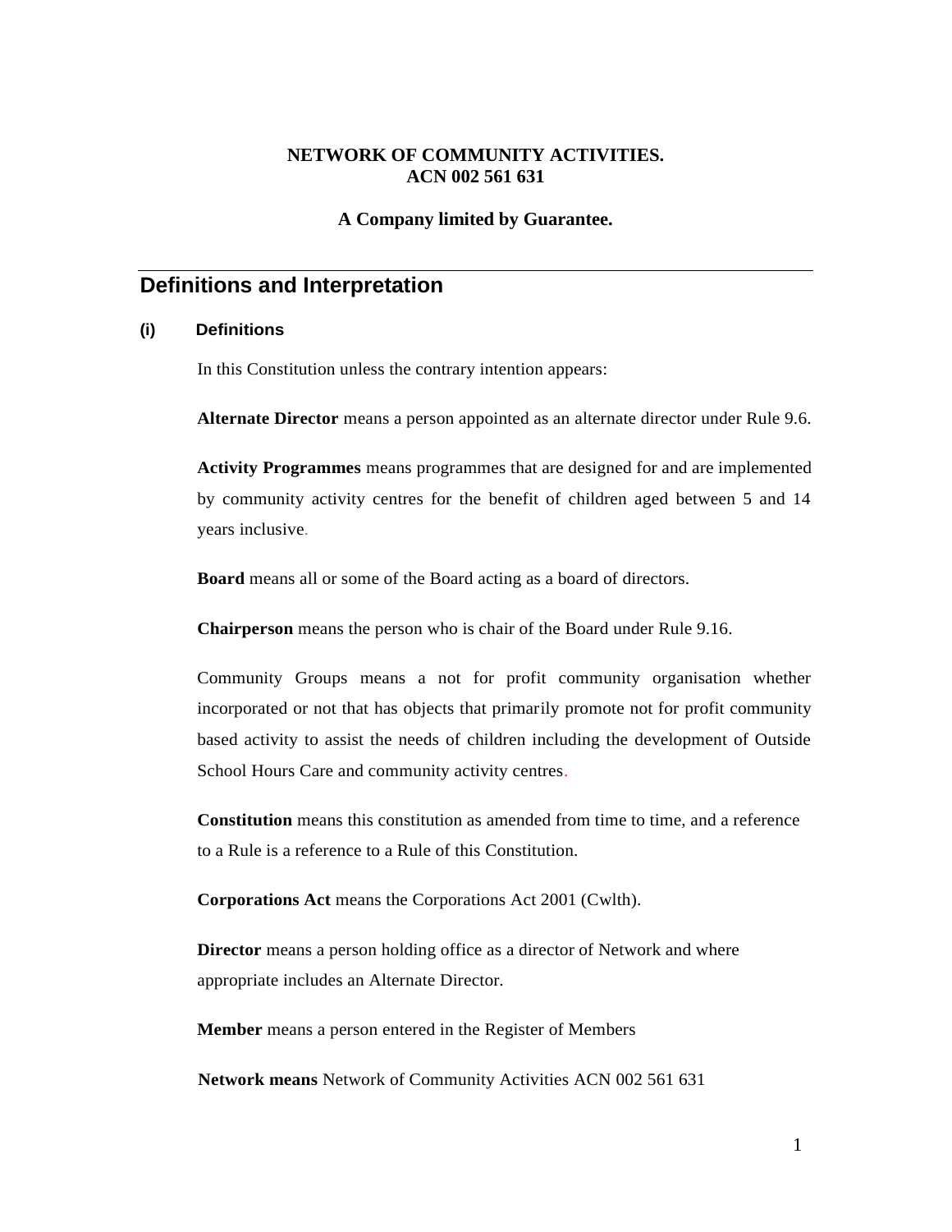**NETWORK OF COMMUNITY ACTIVITIES.**
**ACN 002 561 631**

**A Company limited by Guarantee.**

## Definitions and Interpretation

### (i) Definitions

In this Constitution unless the contrary intention appears:

**Alternate Director** means a person appointed as an alternate director under Rule 9.6.

**Activity Programmes** means programmes that are designed for and are implemented by community activity centres for the benefit of children aged between 5 and 14 years inclusive.

**Board** means all or some of the Board acting as a board of directors.

**Chairperson** means the person who is chair of the Board under Rule 9.16.

Community Groups means a not for profit community organisation whether incorporated or not that has objects that primarily promote not for profit community based activity to assist the needs of children including the development of Outside School Hours Care and community activity centres.

**Constitution** means this constitution as amended from time to time, and a reference to a Rule is a reference to a Rule of this Constitution.

**Corporations Act** means the Corporations Act 2001 (Cwlth).

**Director** means a person holding office as a director of Network and where appropriate includes an Alternate Director.

**Member** means a person entered in the Register of Members

**Network means** Network of Community Activities ACN 002 561 631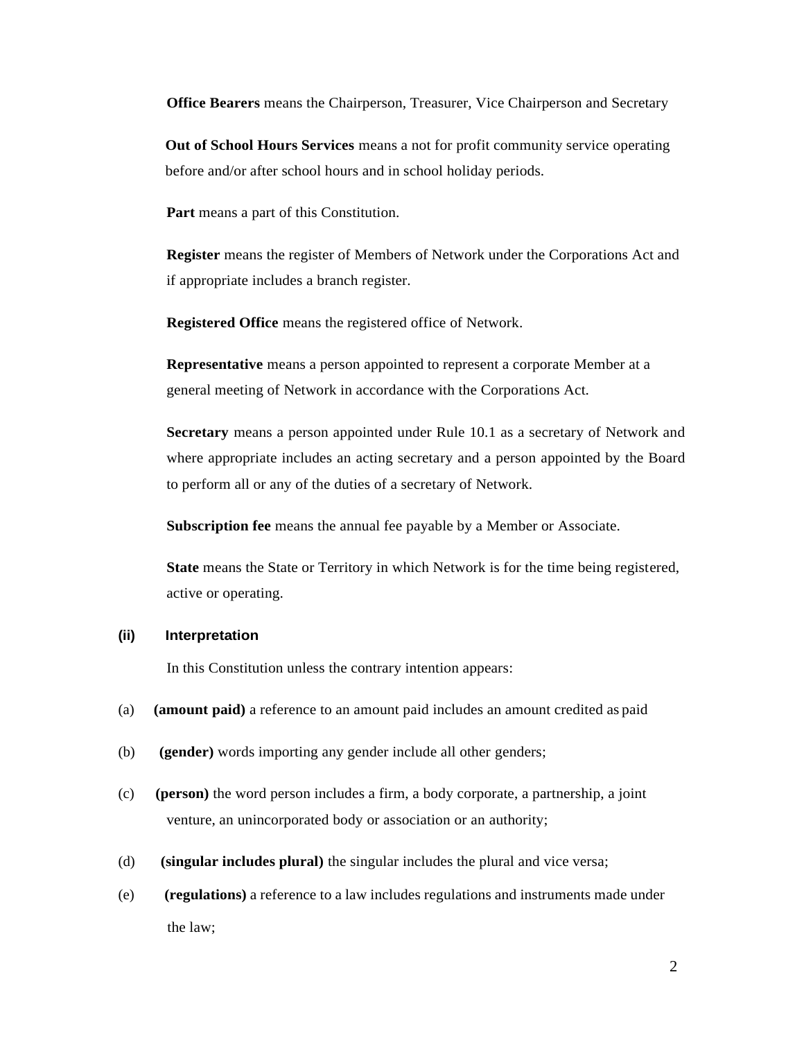**Office Bearers** means the Chairperson, Treasurer, Vice Chairperson and Secretary

**Out of School Hours Services** means a not for profit community service operating before and/or after school hours and in school holiday periods.

**Part** means a part of this Constitution.

**Register** means the register of Members of Network under the Corporations Act and if appropriate includes a branch register.

**Registered Office** means the registered office of Network.

**Representative** means a person appointed to represent a corporate Member at a general meeting of Network in accordance with the Corporations Act.

**Secretary** means a person appointed under Rule 10.1 as a secretary of Network and where appropriate includes an acting secretary and a person appointed by the Board to perform all or any of the duties of a secretary of Network.

**Subscription fee** means the annual fee payable by a Member or Associate.

**State** means the State or Territory in which Network is for the time being registered, active or operating.

**(ii) Interpretation**

In this Constitution unless the contrary intention appears:

(a) **(amount paid)** a reference to an amount paid includes an amount credited as paid

(b) **(gender)** words importing any gender include all other genders;

(c) **(person)** the word person includes a firm, a body corporate, a partnership, a joint venture, an unincorporated body or association or an authority;

(d) **(singular includes plural)** the singular includes the plural and vice versa;

(e) **(regulations)** a reference to a law includes regulations and instruments made under the law;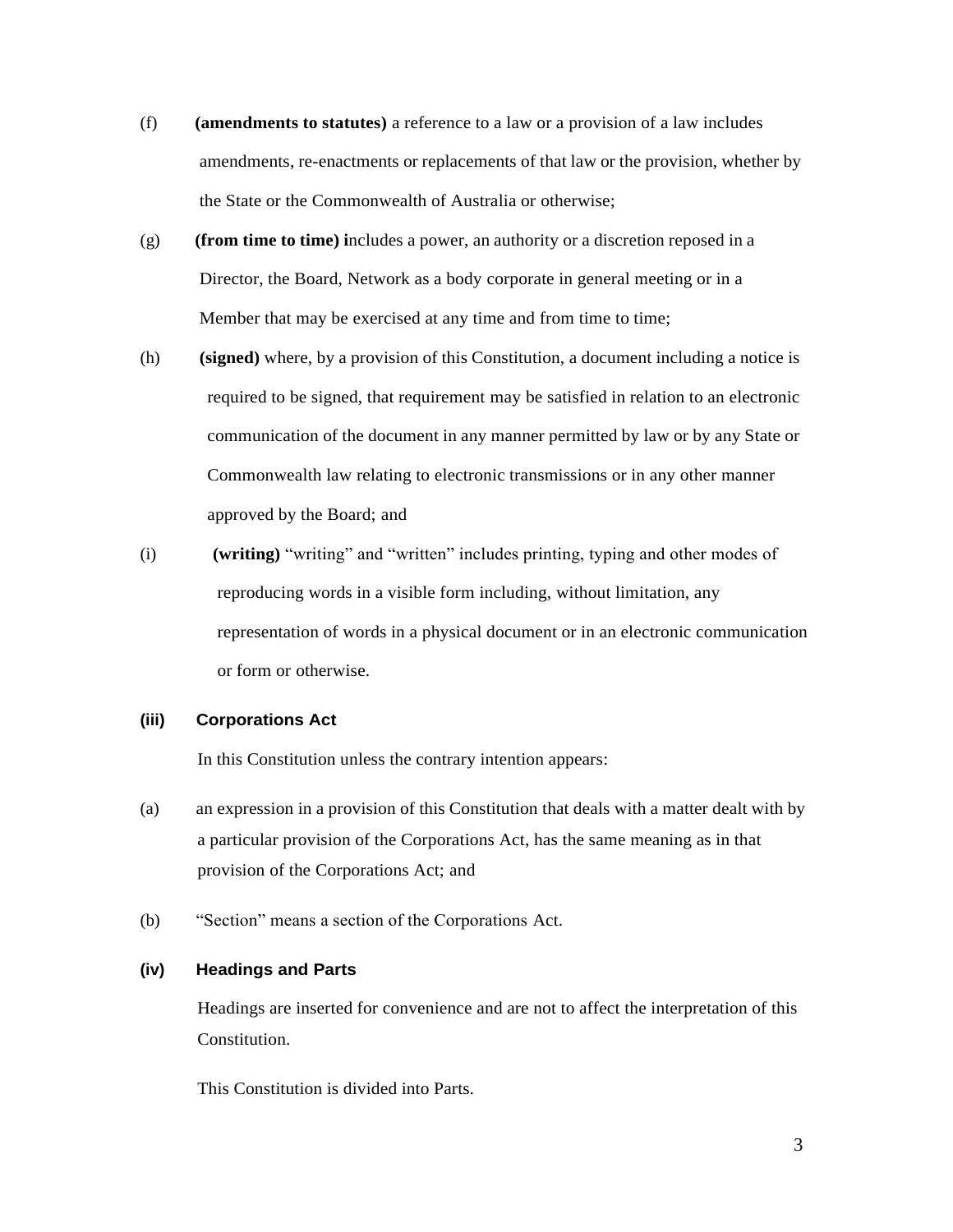(f) **(amendments to statutes)** a reference to a law or a provision of a law includes amendments, re-enactments or replacements of that law or the provision, whether by the State or the Commonwealth of Australia or otherwise;

(g) **(from time to time) i**ncludes a power, an authority or a discretion reposed in a Director, the Board, Network as a body corporate in general meeting or in a Member that may be exercised at any time and from time to time;

(h) **(signed)** where, by a provision of this Constitution, a document including a notice is required to be signed, that requirement may be satisfied in relation to an electronic communication of the document in any manner permitted by law or by any State or Commonwealth law relating to electronic transmissions or in any other manner approved by the Board; and

(i) **(writing)** "writing" and "written" includes printing, typing and other modes of reproducing words in a visible form including, without limitation, any representation of words in a physical document or in an electronic communication or form or otherwise.

**(iii) Corporations Act**

In this Constitution unless the contrary intention appears:

(a) an expression in a provision of this Constitution that deals with a matter dealt with by a particular provision of the Corporations Act, has the same meaning as in that provision of the Corporations Act; and

(b) "Section" means a section of the Corporations Act.

**(iv) Headings and Parts**

Headings are inserted for convenience and are not to affect the interpretation of this Constitution.

This Constitution is divided into Parts.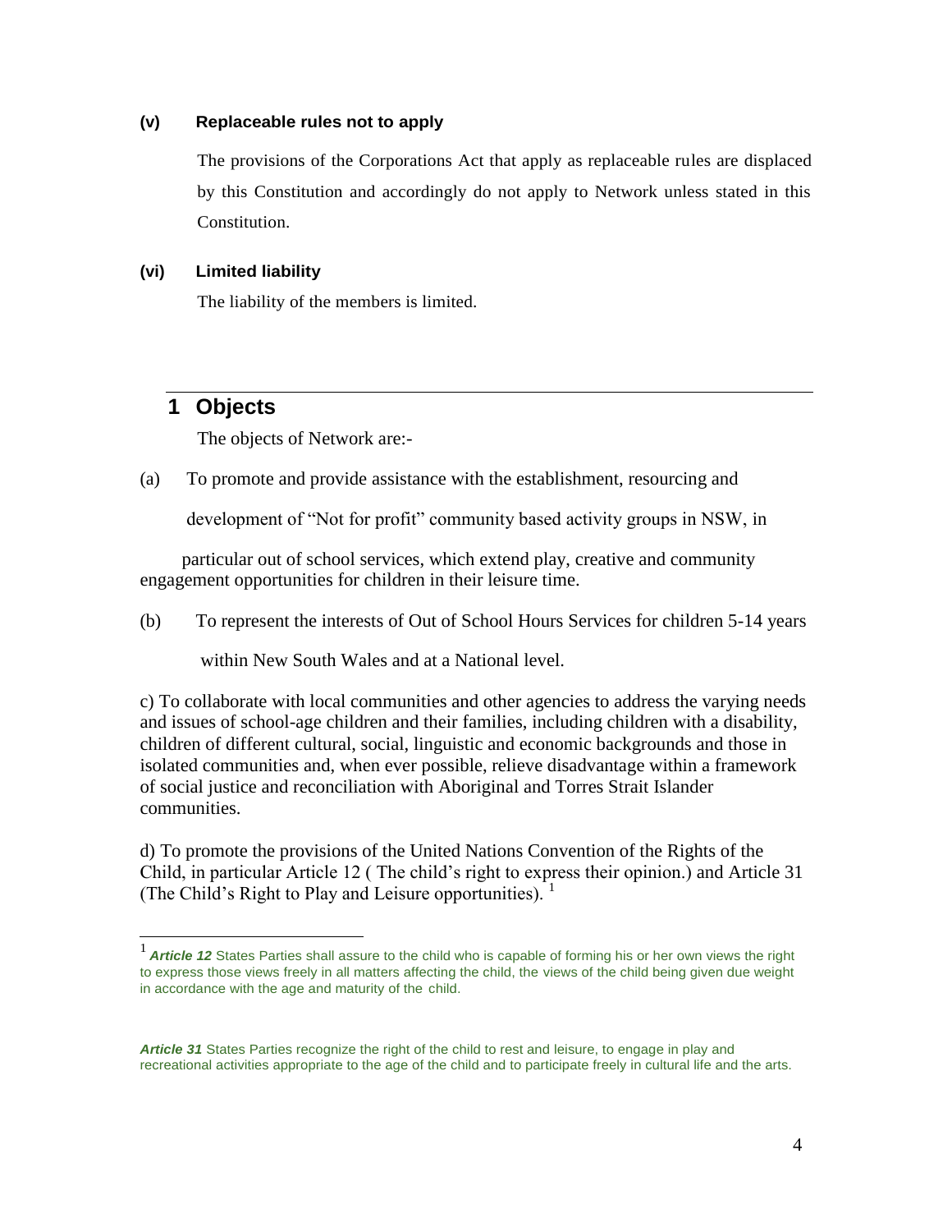**(v) Replaceable rules not to apply**

The provisions of the Corporations Act that apply as replaceable rules are displaced by this Constitution and accordingly do not apply to Network unless stated in this Constitution.

**(vi) Limited liability**

The liability of the members is limited.

## 1 Objects

The objects of Network are:-

(a) To promote and provide assistance with the establishment, resourcing and development of "Not for profit" community based activity groups in NSW, in particular out of school services, which extend play, creative and community engagement opportunities for children in their leisure time.

(b) To represent the interests of Out of School Hours Services for children 5-14 years within New South Wales and at a National level.

c) To collaborate with local communities and other agencies to address the varying needs and issues of school-age children and their families, including children with a disability, children of different cultural, social, linguistic and economic backgrounds and those in isolated communities and, when ever possible, relieve disadvantage within a framework of social justice and reconciliation with Aboriginal and Torres Strait Islander communities.

d) To promote the provisions of the United Nations Convention of the Rights of the Child, in particular Article 12 ( The child's right to express their opinion.) and Article 31 (The Child's Right to Play and Leisure opportunities). [1]

---

[1] ***Article 12*** States Parties shall assure to the child who is capable of forming his or her own views the right to express those views freely in all matters affecting the child, the views of the child being given due weight in accordance with the age and maturity of the child.

***Article 31*** States Parties recognize the right of the child to rest and leisure, to engage in play and recreational activities appropriate to the age of the child and to participate freely in cultural life and the arts.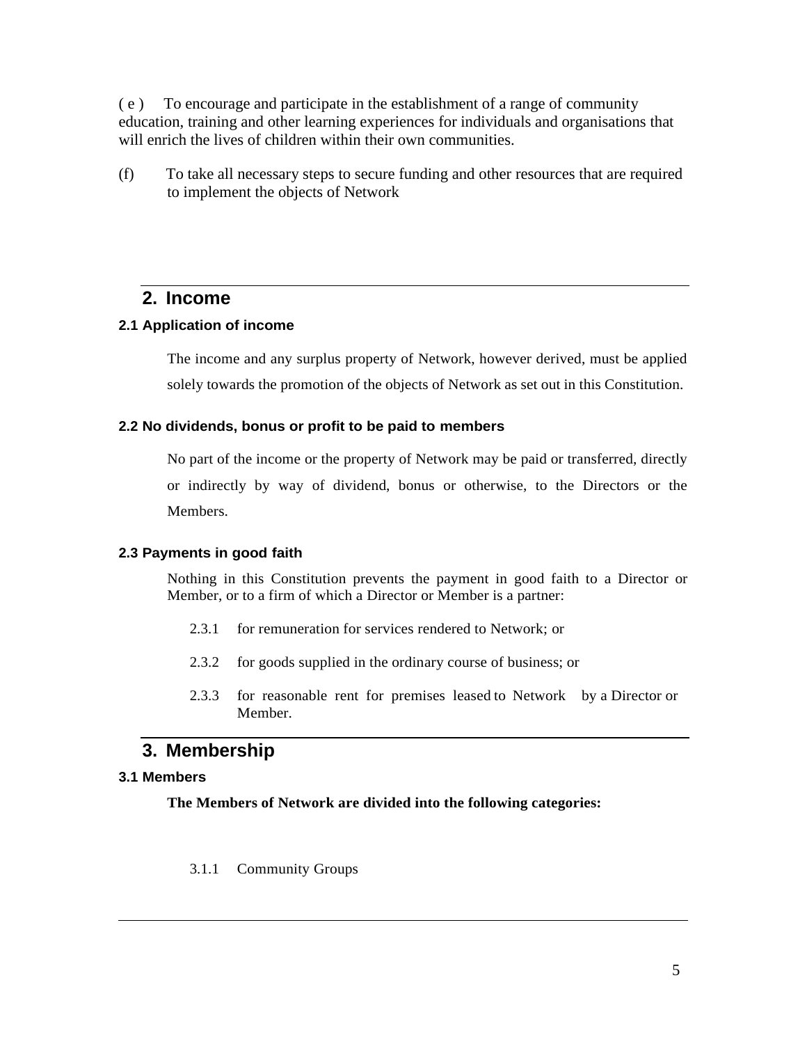( e ) To encourage and participate in the establishment of a range of community education, training and other learning experiences for individuals and organisations that will enrich the lives of children within their own communities.

(f) To take all necessary steps to secure funding and other resources that are required to implement the objects of Network

## 2. Income

### 2.1 Application of income

The income and any surplus property of Network, however derived, must be applied solely towards the promotion of the objects of Network as set out in this Constitution.

### 2.2 No dividends, bonus or profit to be paid to members

No part of the income or the property of Network may be paid or transferred, directly or indirectly by way of dividend, bonus or otherwise, to the Directors or the Members.

### 2.3 Payments in good faith

Nothing in this Constitution prevents the payment in good faith to a Director or Member, or to a firm of which a Director or Member is a partner:

2.3.1 for remuneration for services rendered to Network; or

2.3.2 for goods supplied in the ordinary course of business; or

2.3.3 for reasonable rent for premises leased to Network by a Director or Member.

## 3. Membership

### 3.1 Members

**The Members of Network are divided into the following categories:**

3.1.1 Community Groups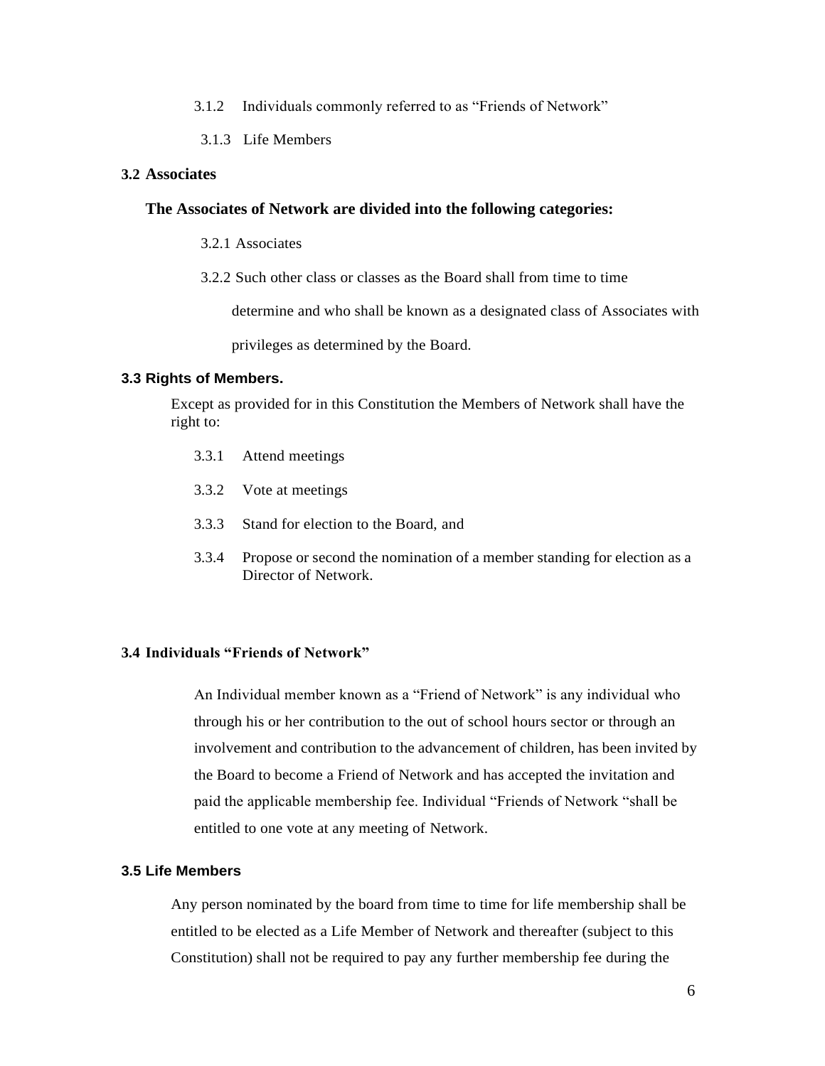3.1.2 Individuals commonly referred to as "Friends of Network"

3.1.3 Life Members

### 3.2 Associates

**The Associates of Network are divided into the following categories:**

3.2.1 Associates

3.2.2 Such other class or classes as the Board shall from time to time determine and who shall be known as a designated class of Associates with privileges as determined by the Board.

### 3.3 Rights of Members.

Except as provided for in this Constitution the Members of Network shall have the right to:

3.3.1 Attend meetings

3.3.2 Vote at meetings

3.3.3 Stand for election to the Board, and

3.3.4 Propose or second the nomination of a member standing for election as a Director of Network.

### 3.4 Individuals "Friends of Network"

An Individual member known as a "Friend of Network" is any individual who through his or her contribution to the out of school hours sector or through an involvement and contribution to the advancement of children, has been invited by the Board to become a Friend of Network and has accepted the invitation and paid the applicable membership fee. Individual "Friends of Network "shall be entitled to one vote at any meeting of Network.

### 3.5 Life Members

Any person nominated by the board from time to time for life membership shall be entitled to be elected as a Life Member of Network and thereafter (subject to this Constitution) shall not be required to pay any further membership fee during the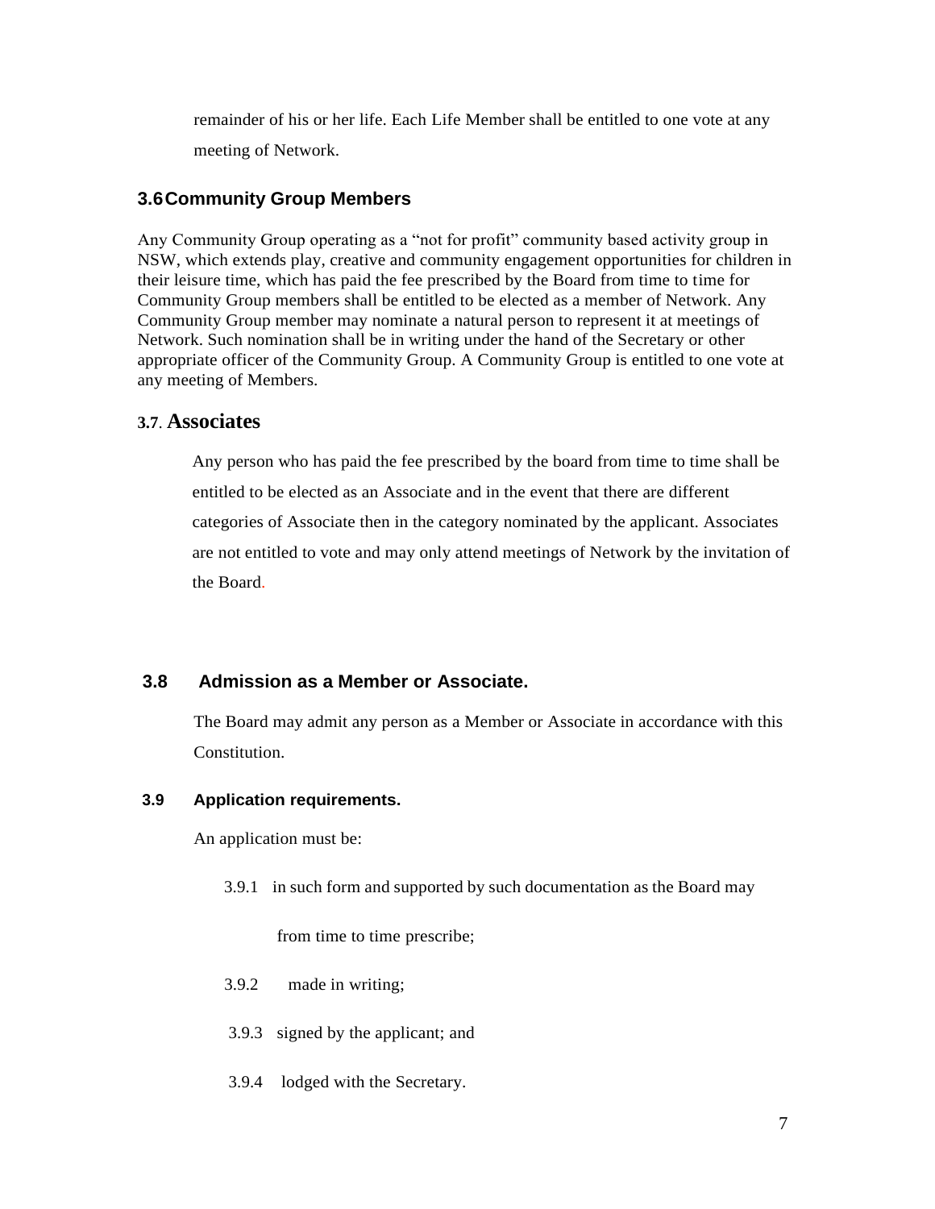remainder of his or her life. Each Life Member shall be entitled to one vote at any meeting of Network.

### 3.6 Community Group Members

Any Community Group operating as a "not for profit" community based activity group in NSW, which extends play, creative and community engagement opportunities for children in their leisure time, which has paid the fee prescribed by the Board from time to time for Community Group members shall be entitled to be elected as a member of Network. Any Community Group member may nominate a natural person to represent it at meetings of Network. Such nomination shall be in writing under the hand of the Secretary or other appropriate officer of the Community Group. A Community Group is entitled to one vote at any meeting of Members.

### 3.7. Associates

Any person who has paid the fee prescribed by the board from time to time shall be entitled to be elected as an Associate and in the event that there are different categories of Associate then in the category nominated by the applicant. Associates are not entitled to vote and may only attend meetings of Network by the invitation of the Board.

### 3.8 Admission as a Member or Associate.

The Board may admit any person as a Member or Associate in accordance with this Constitution.

### 3.9 Application requirements.

An application must be:

3.9.1 in such form and supported by such documentation as the Board may from time to time prescribe;

3.9.2 made in writing;

3.9.3 signed by the applicant; and

3.9.4 lodged with the Secretary.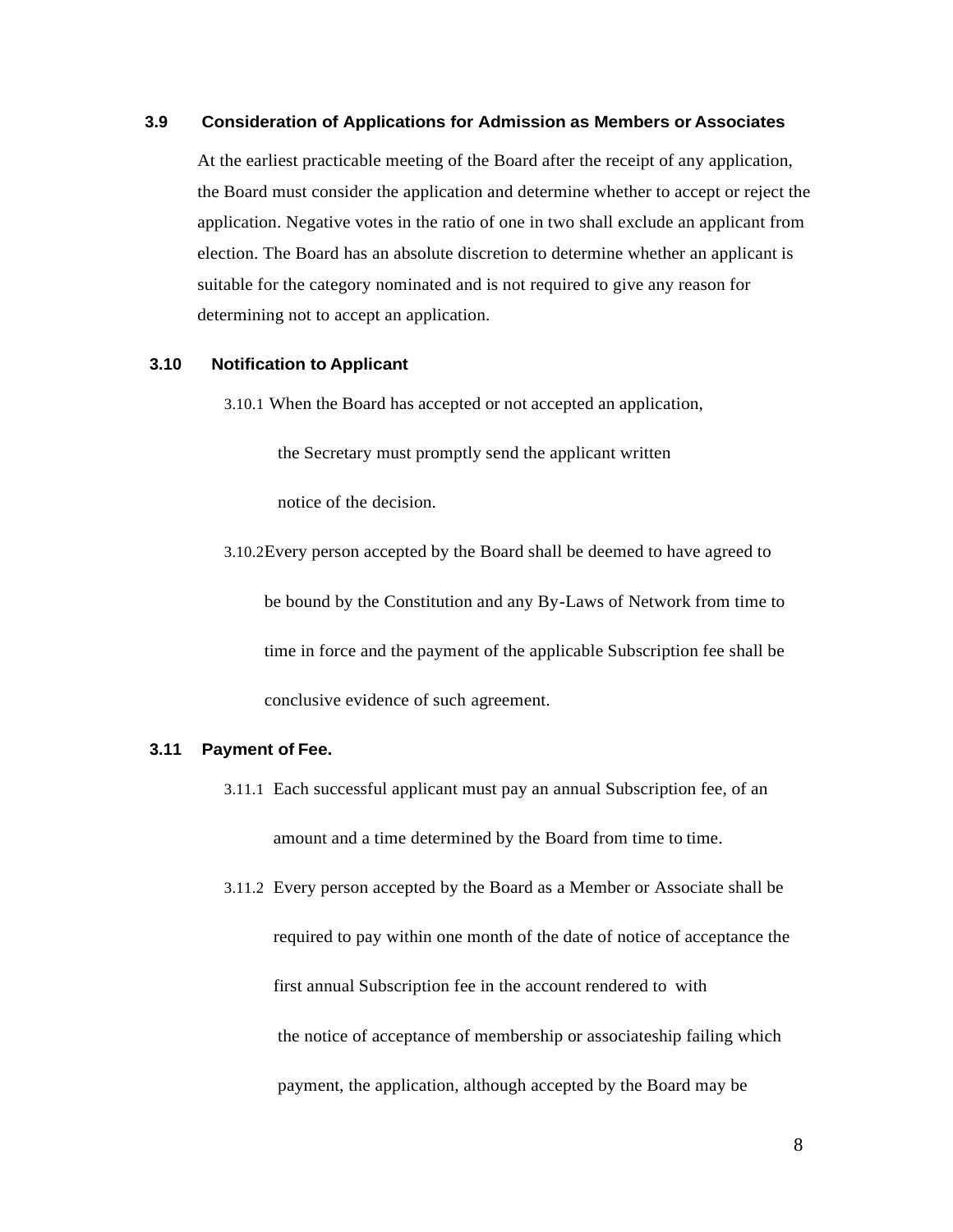### 3.9 Consideration of Applications for Admission as Members or Associates

At the earliest practicable meeting of the Board after the receipt of any application, the Board must consider the application and determine whether to accept or reject the application. Negative votes in the ratio of one in two shall exclude an applicant from election. The Board has an absolute discretion to determine whether an applicant is suitable for the category nominated and is not required to give any reason for determining not to accept an application.

### 3.10 Notification to Applicant

3.10.1 When the Board has accepted or not accepted an application, the Secretary must promptly send the applicant written notice of the decision.

3.10.2 Every person accepted by the Board shall be deemed to have agreed to be bound by the Constitution and any By-Laws of Network from time to time in force and the payment of the applicable Subscription fee shall be conclusive evidence of such agreement.

### 3.11 Payment of Fee.

3.11.1 Each successful applicant must pay an annual Subscription fee, of an amount and a time determined by the Board from time to time.

3.11.2 Every person accepted by the Board as a Member or Associate shall be required to pay within one month of the date of notice of acceptance the first annual Subscription fee in the account rendered to with the notice of acceptance of membership or associateship failing which payment, the application, although accepted by the Board may be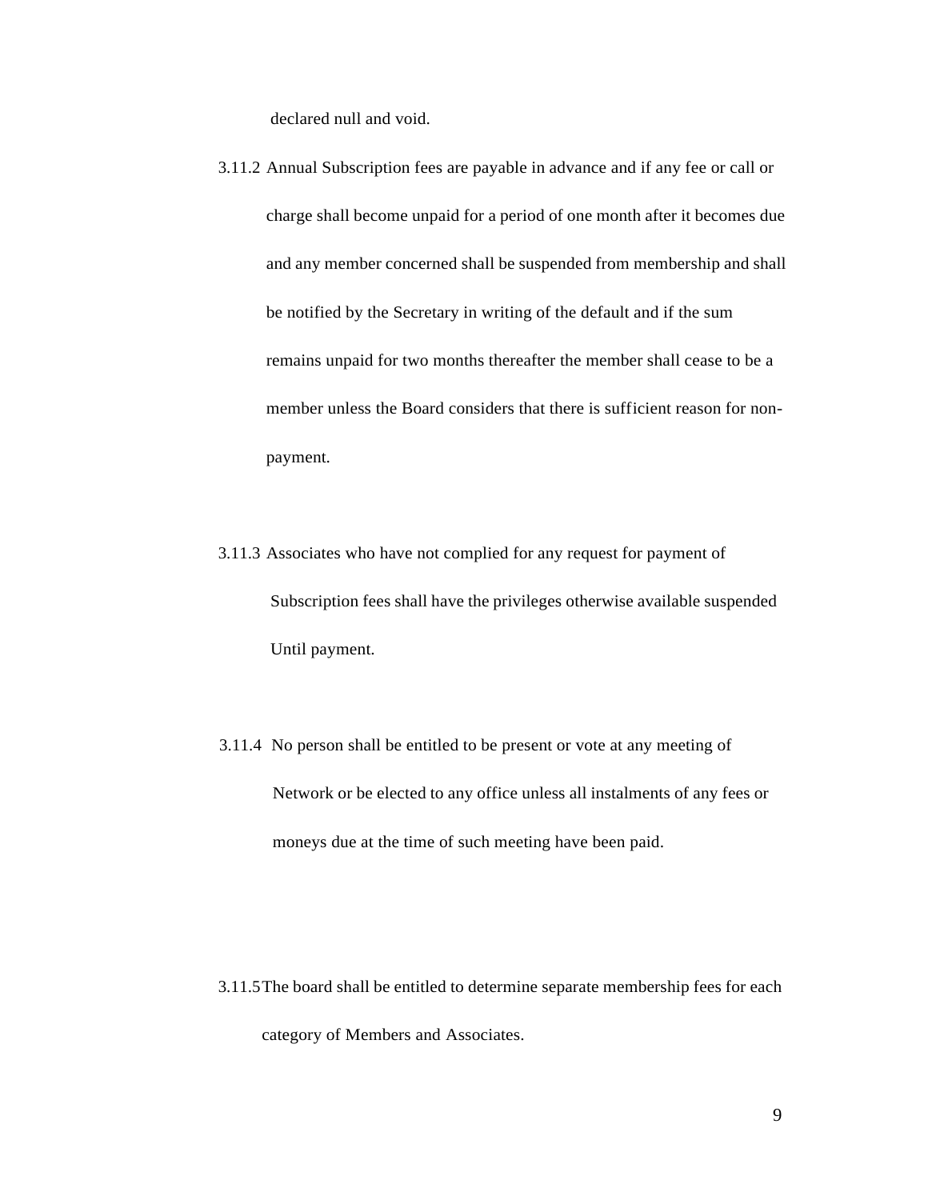declared null and void.

3.11.2 Annual Subscription fees are payable in advance and if any fee or call or charge shall become unpaid for a period of one month after it becomes due and any member concerned shall be suspended from membership and shall be notified by the Secretary in writing of the default and if the sum remains unpaid for two months thereafter the member shall cease to be a member unless the Board considers that there is sufficient reason for non-payment.

3.11.3 Associates who have not complied for any request for payment of Subscription fees shall have the privileges otherwise available suspended Until payment.

3.11.4 No person shall be entitled to be present or vote at any meeting of Network or be elected to any office unless all instalments of any fees or moneys due at the time of such meeting have been paid.

3.11.5 The board shall be entitled to determine separate membership fees for each category of Members and Associates.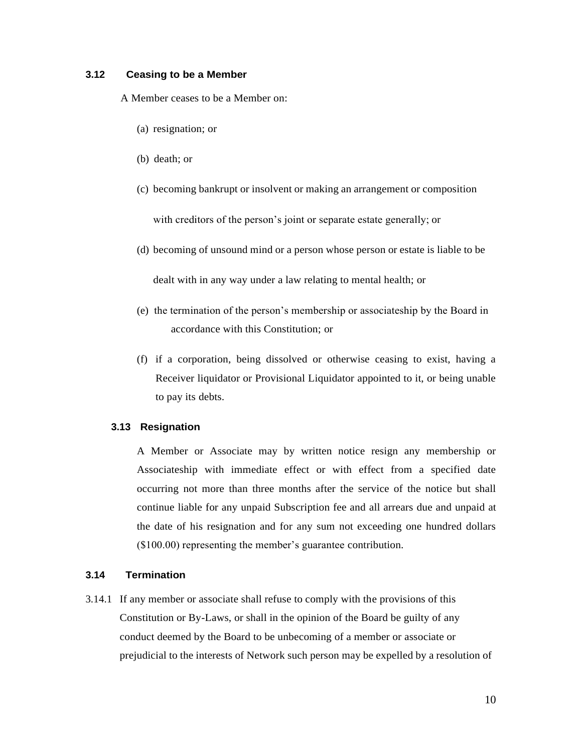### 3.12 Ceasing to be a Member

A Member ceases to be a Member on:

(a) resignation; or

(b) death; or

(c) becoming bankrupt or insolvent or making an arrangement or composition with creditors of the person's joint or separate estate generally; or

(d) becoming of unsound mind or a person whose person or estate is liable to be dealt with in any way under a law relating to mental health; or

(e) the termination of the person's membership or associateship by the Board in accordance with this Constitution; or

(f) if a corporation, being dissolved or otherwise ceasing to exist, having a Receiver liquidator or Provisional Liquidator appointed to it, or being unable to pay its debts.

### 3.13 Resignation

A Member or Associate may by written notice resign any membership or Associateship with immediate effect or with effect from a specified date occurring not more than three months after the service of the notice but shall continue liable for any unpaid Subscription fee and all arrears due and unpaid at the date of his resignation and for any sum not exceeding one hundred dollars ($100.00) representing the member's guarantee contribution.

### 3.14 Termination

3.14.1 If any member or associate shall refuse to comply with the provisions of this Constitution or By-Laws, or shall in the opinion of the Board be guilty of any conduct deemed by the Board to be unbecoming of a member or associate or prejudicial to the interests of Network such person may be expelled by a resolution of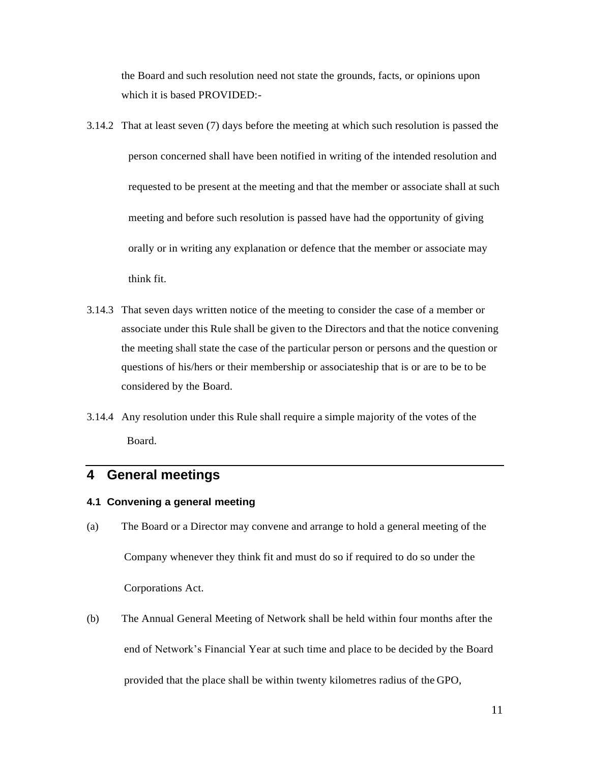the Board and such resolution need not state the grounds, facts, or opinions upon which it is based PROVIDED:-

3.14.2 That at least seven (7) days before the meeting at which such resolution is passed the person concerned shall have been notified in writing of the intended resolution and requested to be present at the meeting and that the member or associate shall at such meeting and before such resolution is passed have had the opportunity of giving orally or in writing any explanation or defence that the member or associate may think fit.

3.14.3 That seven days written notice of the meeting to consider the case of a member or associate under this Rule shall be given to the Directors and that the notice convening the meeting shall state the case of the particular person or persons and the question or questions of his/hers or their membership or associateship that is or are to be to be considered by the Board.

3.14.4 Any resolution under this Rule shall require a simple majority of the votes of the Board.

## 4 General meetings

### 4.1 Convening a general meeting

(a) The Board or a Director may convene and arrange to hold a general meeting of the Company whenever they think fit and must do so if required to do so under the Corporations Act.

(b) The Annual General Meeting of Network shall be held within four months after the end of Network's Financial Year at such time and place to be decided by the Board provided that the place shall be within twenty kilometres radius of the GPO,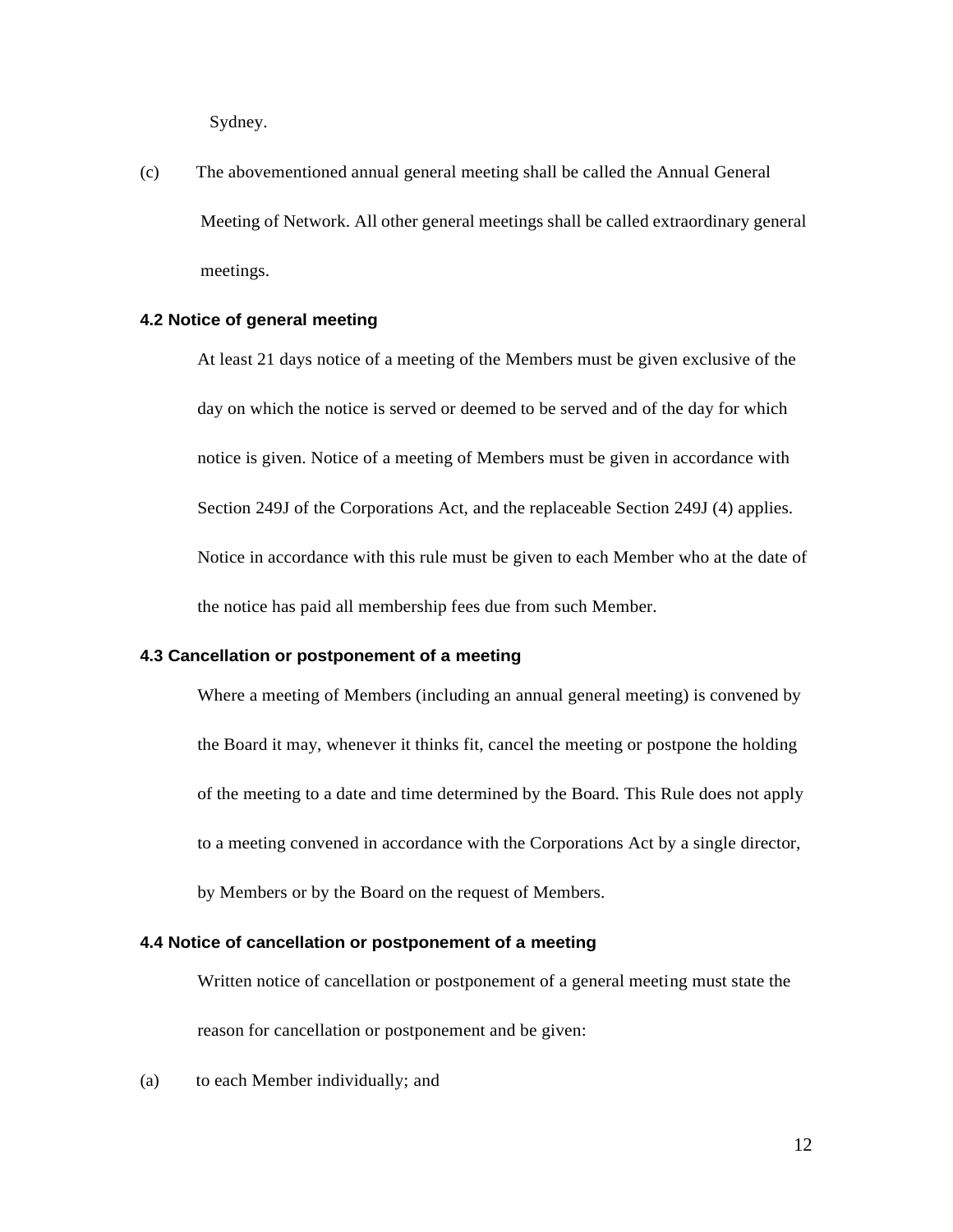Sydney.

(c) The abovementioned annual general meeting shall be called the Annual General Meeting of Network. All other general meetings shall be called extraordinary general meetings.

### 4.2 Notice of general meeting

At least 21 days notice of a meeting of the Members must be given exclusive of the day on which the notice is served or deemed to be served and of the day for which notice is given. Notice of a meeting of Members must be given in accordance with Section 249J of the Corporations Act, and the replaceable Section 249J (4) applies. Notice in accordance with this rule must be given to each Member who at the date of the notice has paid all membership fees due from such Member.

### 4.3 Cancellation or postponement of a meeting

Where a meeting of Members (including an annual general meeting) is convened by the Board it may, whenever it thinks fit, cancel the meeting or postpone the holding of the meeting to a date and time determined by the Board. This Rule does not apply to a meeting convened in accordance with the Corporations Act by a single director, by Members or by the Board on the request of Members.

### 4.4 Notice of cancellation or postponement of a meeting

Written notice of cancellation or postponement of a general meeting must state the reason for cancellation or postponement and be given:

(a) to each Member individually; and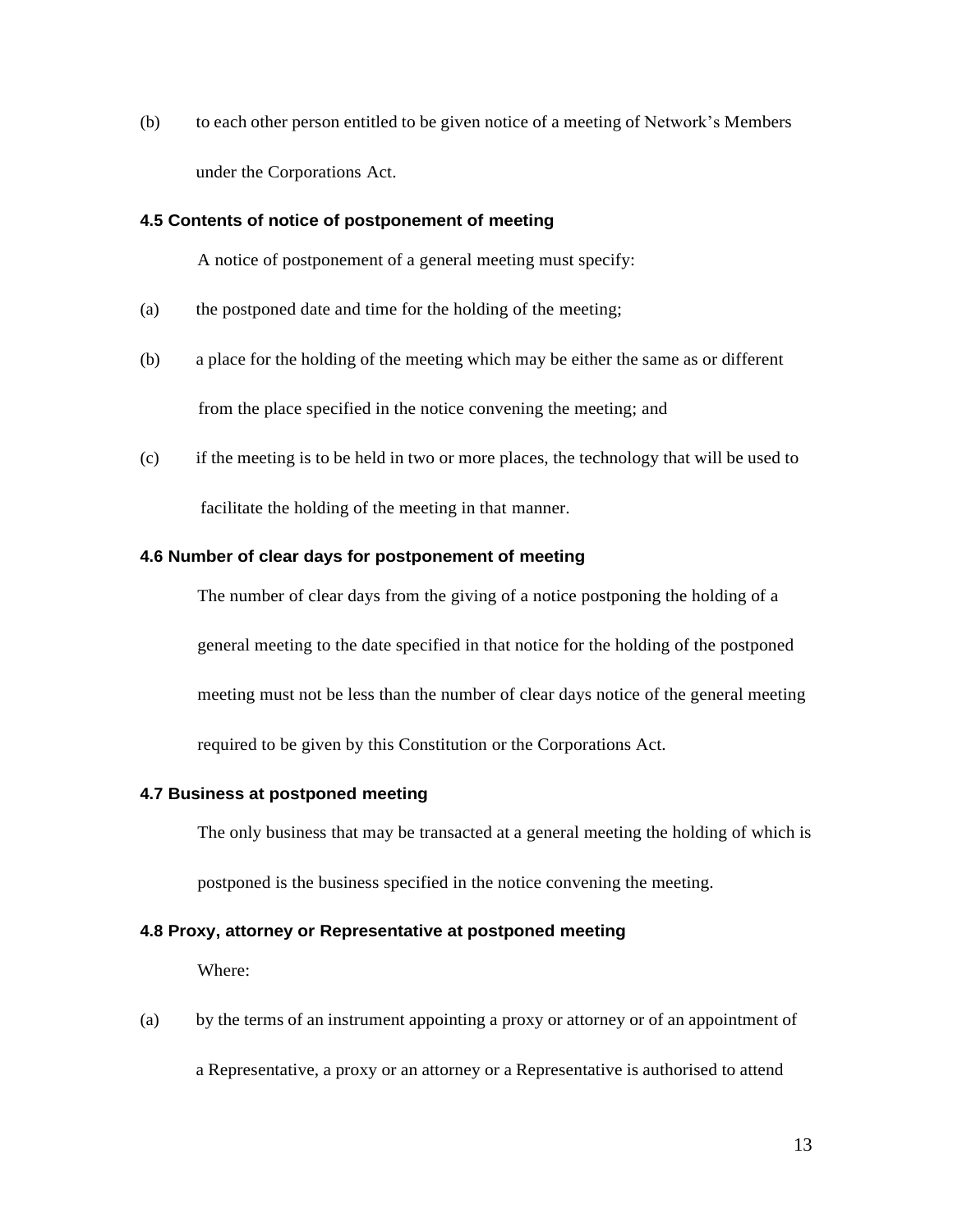(b) to each other person entitled to be given notice of a meeting of Network's Members under the Corporations Act.

### 4.5 Contents of notice of postponement of meeting

A notice of postponement of a general meeting must specify:

(a) the postponed date and time for the holding of the meeting;

(b) a place for the holding of the meeting which may be either the same as or different from the place specified in the notice convening the meeting; and

(c) if the meeting is to be held in two or more places, the technology that will be used to facilitate the holding of the meeting in that manner.

### 4.6 Number of clear days for postponement of meeting

The number of clear days from the giving of a notice postponing the holding of a general meeting to the date specified in that notice for the holding of the postponed meeting must not be less than the number of clear days notice of the general meeting required to be given by this Constitution or the Corporations Act.

### 4.7 Business at postponed meeting

The only business that may be transacted at a general meeting the holding of which is postponed is the business specified in the notice convening the meeting.

### 4.8 Proxy, attorney or Representative at postponed meeting

Where:

(a) by the terms of an instrument appointing a proxy or attorney or of an appointment of a Representative, a proxy or an attorney or a Representative is authorised to attend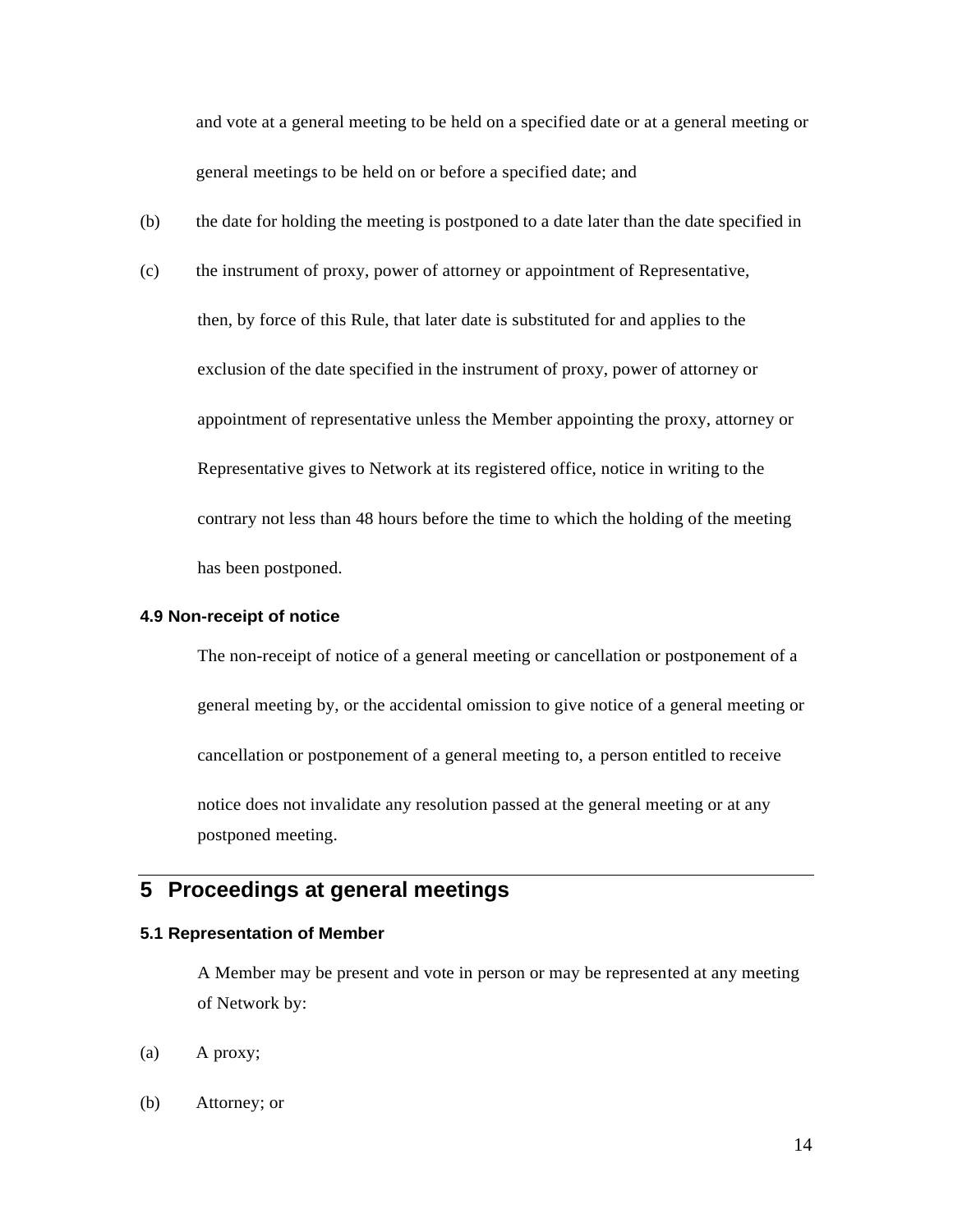and vote at a general meeting to be held on a specified date or at a general meeting or general meetings to be held on or before a specified date; and

(b) the date for holding the meeting is postponed to a date later than the date specified in

(c) the instrument of proxy, power of attorney or appointment of Representative,

then, by force of this Rule, that later date is substituted for and applies to the exclusion of the date specified in the instrument of proxy, power of attorney or appointment of representative unless the Member appointing the proxy, attorney or Representative gives to Network at its registered office, notice in writing to the contrary not less than 48 hours before the time to which the holding of the meeting has been postponed.

### 4.9 Non-receipt of notice

The non-receipt of notice of a general meeting or cancellation or postponement of a general meeting by, or the accidental omission to give notice of a general meeting or cancellation or postponement of a general meeting to, a person entitled to receive notice does not invalidate any resolution passed at the general meeting or at any postponed meeting.

## 5 Proceedings at general meetings

### 5.1 Representation of Member

A Member may be present and vote in person or may be represented at any meeting of Network by:

(a) A proxy;

(b) Attorney; or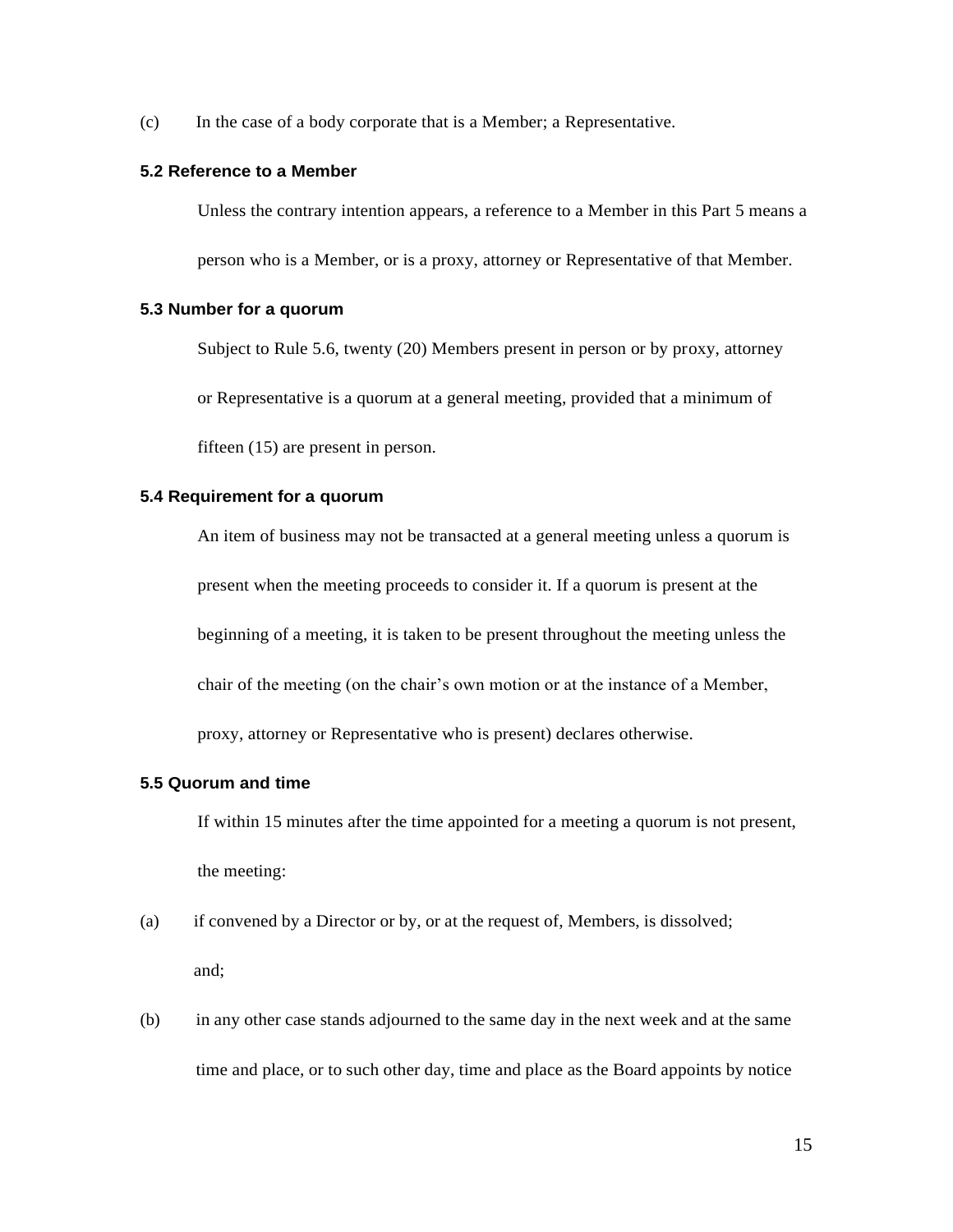(c) In the case of a body corporate that is a Member; a Representative.

### 5.2 Reference to a Member

Unless the contrary intention appears, a reference to a Member in this Part 5 means a person who is a Member, or is a proxy, attorney or Representative of that Member.

### 5.3 Number for a quorum

Subject to Rule 5.6, twenty (20) Members present in person or by proxy, attorney or Representative is a quorum at a general meeting, provided that a minimum of fifteen (15) are present in person.

### 5.4 Requirement for a quorum

An item of business may not be transacted at a general meeting unless a quorum is present when the meeting proceeds to consider it. If a quorum is present at the beginning of a meeting, it is taken to be present throughout the meeting unless the chair of the meeting (on the chair's own motion or at the instance of a Member, proxy, attorney or Representative who is present) declares otherwise.

### 5.5 Quorum and time

If within 15 minutes after the time appointed for a meeting a quorum is not present, the meeting:

(a) if convened by a Director or by, or at the request of, Members, is dissolved; and;

(b) in any other case stands adjourned to the same day in the next week and at the same time and place, or to such other day, time and place as the Board appoints by notice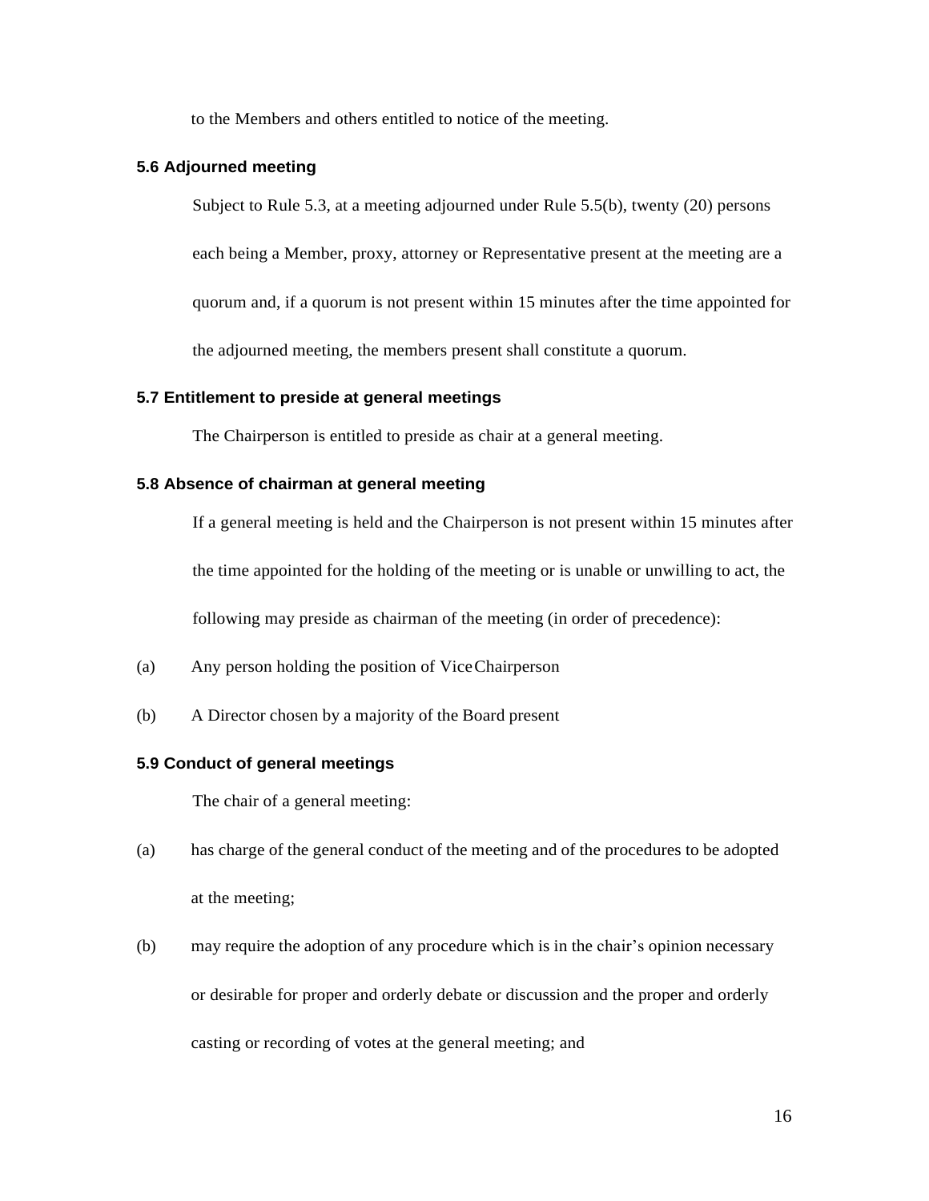to the Members and others entitled to notice of the meeting.

### 5.6 Adjourned meeting

Subject to Rule 5.3, at a meeting adjourned under Rule 5.5(b), twenty (20) persons each being a Member, proxy, attorney or Representative present at the meeting are a quorum and, if a quorum is not present within 15 minutes after the time appointed for the adjourned meeting, the members present shall constitute a quorum.

### 5.7 Entitlement to preside at general meetings

The Chairperson is entitled to preside as chair at a general meeting.

### 5.8 Absence of chairman at general meeting

If a general meeting is held and the Chairperson is not present within 15 minutes after the time appointed for the holding of the meeting or is unable or unwilling to act, the following may preside as chairman of the meeting (in order of precedence):

(a) Any person holding the position of Vice Chairperson

(b) A Director chosen by a majority of the Board present

### 5.9 Conduct of general meetings

The chair of a general meeting:

(a) has charge of the general conduct of the meeting and of the procedures to be adopted at the meeting;

(b) may require the adoption of any procedure which is in the chair's opinion necessary or desirable for proper and orderly debate or discussion and the proper and orderly casting or recording of votes at the general meeting; and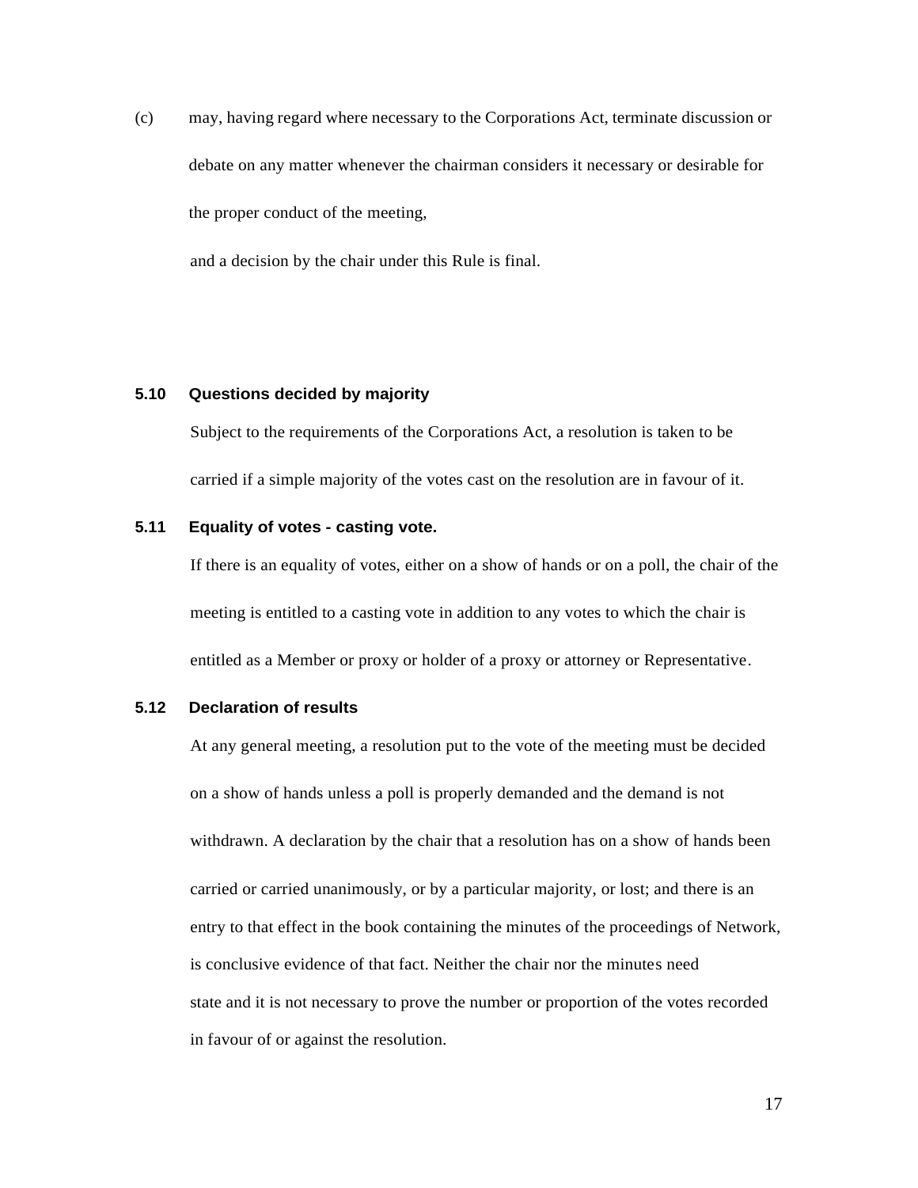(c) may, having regard where necessary to the Corporations Act, terminate discussion or debate on any matter whenever the chairman considers it necessary or desirable for the proper conduct of the meeting,

and a decision by the chair under this Rule is final.

### 5.10 Questions decided by majority

Subject to the requirements of the Corporations Act, a resolution is taken to be carried if a simple majority of the votes cast on the resolution are in favour of it.

### 5.11 Equality of votes - casting vote.

If there is an equality of votes, either on a show of hands or on a poll, the chair of the meeting is entitled to a casting vote in addition to any votes to which the chair is entitled as a Member or proxy or holder of a proxy or attorney or Representative.

### 5.12 Declaration of results

At any general meeting, a resolution put to the vote of the meeting must be decided on a show of hands unless a poll is properly demanded and the demand is not withdrawn. A declaration by the chair that a resolution has on a show of hands been carried or carried unanimously, or by a particular majority, or lost; and there is an entry to that effect in the book containing the minutes of the proceedings of Network, is conclusive evidence of that fact. Neither the chair nor the minutes need state and it is not necessary to prove the number or proportion of the votes recorded in favour of or against the resolution.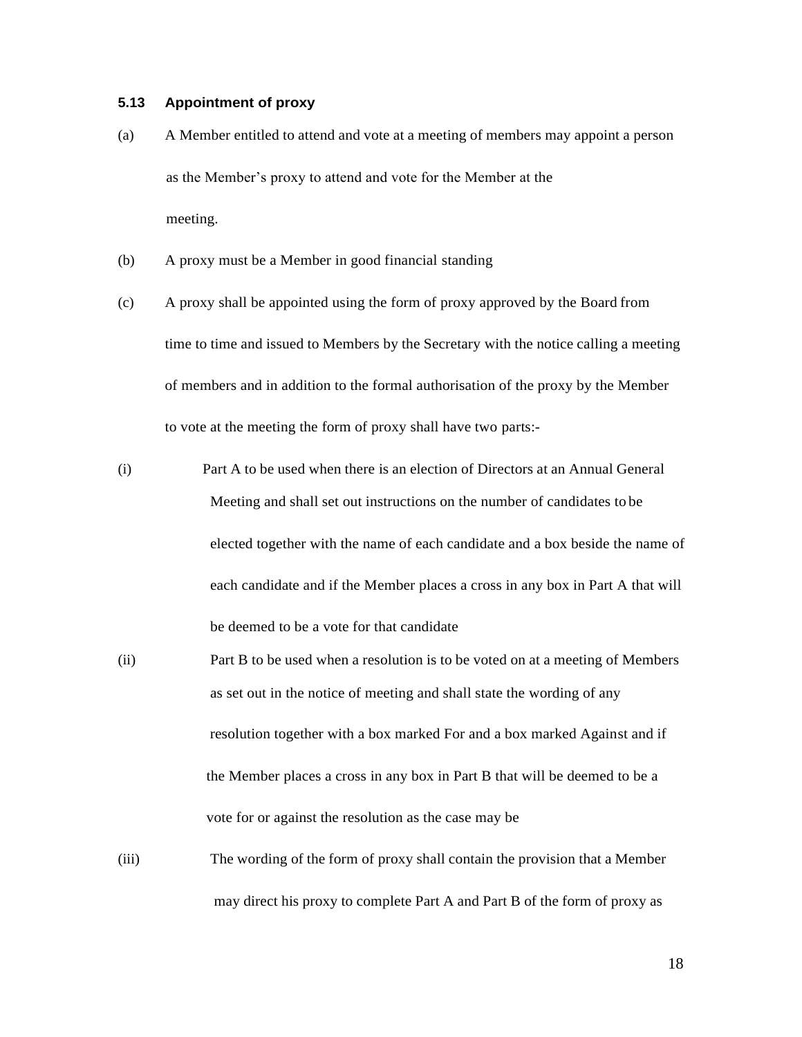### 5.13 Appointment of proxy

(a) A Member entitled to attend and vote at a meeting of members may appoint a person as the Member's proxy to attend and vote for the Member at the meeting.

(b) A proxy must be a Member in good financial standing

(c) A proxy shall be appointed using the form of proxy approved by the Board from time to time and issued to Members by the Secretary with the notice calling a meeting of members and in addition to the formal authorisation of the proxy by the Member to vote at the meeting the form of proxy shall have two parts:-

(i) Part A to be used when there is an election of Directors at an Annual General Meeting and shall set out instructions on the number of candidates to be elected together with the name of each candidate and a box beside the name of each candidate and if the Member places a cross in any box in Part A that will be deemed to be a vote for that candidate

(ii) Part B to be used when a resolution is to be voted on at a meeting of Members as set out in the notice of meeting and shall state the wording of any resolution together with a box marked For and a box marked Against and if the Member places a cross in any box in Part B that will be deemed to be a vote for or against the resolution as the case may be

(iii) The wording of the form of proxy shall contain the provision that a Member may direct his proxy to complete Part A and Part B of the form of proxy as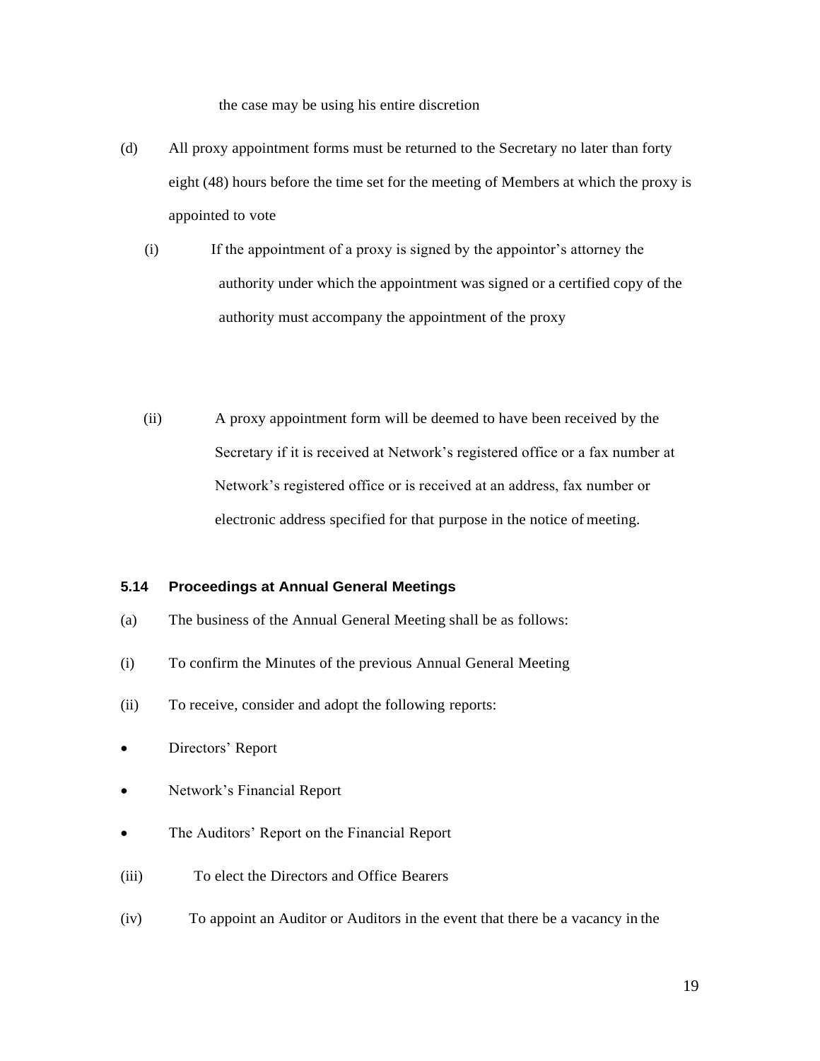the case may be using his entire discretion

(d) All proxy appointment forms must be returned to the Secretary no later than forty eight (48) hours before the time set for the meeting of Members at which the proxy is appointed to vote

(i) If the appointment of a proxy is signed by the appointor's attorney the authority under which the appointment was signed or a certified copy of the authority must accompany the appointment of the proxy

(ii) A proxy appointment form will be deemed to have been received by the Secretary if it is received at Network's registered office or a fax number at Network's registered office or is received at an address, fax number or electronic address specified for that purpose in the notice of meeting.

### 5.14 Proceedings at Annual General Meetings

(a) The business of the Annual General Meeting shall be as follows:

(i) To confirm the Minutes of the previous Annual General Meeting

(ii) To receive, consider and adopt the following reports:

- Directors' Report
- Network's Financial Report
- The Auditors' Report on the Financial Report

(iii) To elect the Directors and Office Bearers

(iv) To appoint an Auditor or Auditors in the event that there be a vacancy in the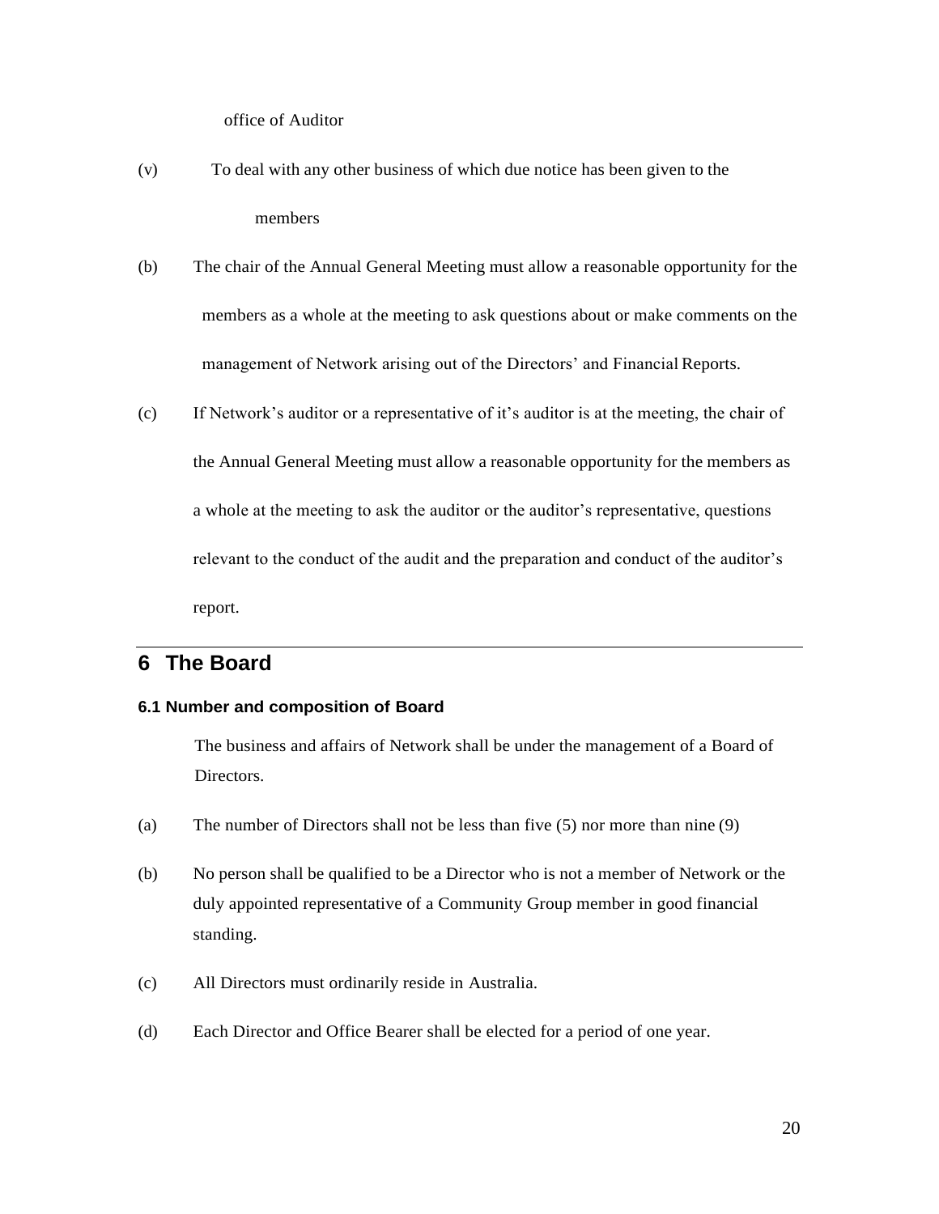office of Auditor

(v) To deal with any other business of which due notice has been given to the members

(b) The chair of the Annual General Meeting must allow a reasonable opportunity for the members as a whole at the meeting to ask questions about or make comments on the management of Network arising out of the Directors' and Financial Reports.

(c) If Network's auditor or a representative of it's auditor is at the meeting, the chair of the Annual General Meeting must allow a reasonable opportunity for the members as a whole at the meeting to ask the auditor or the auditor's representative, questions relevant to the conduct of the audit and the preparation and conduct of the auditor's report.

## 6 The Board

#### 6.1 Number and composition of Board

The business and affairs of Network shall be under the management of a Board of Directors.

(a) The number of Directors shall not be less than five (5) nor more than nine (9)

(b) No person shall be qualified to be a Director who is not a member of Network or the duly appointed representative of a Community Group member in good financial standing.

(c) All Directors must ordinarily reside in Australia.

(d) Each Director and Office Bearer shall be elected for a period of one year.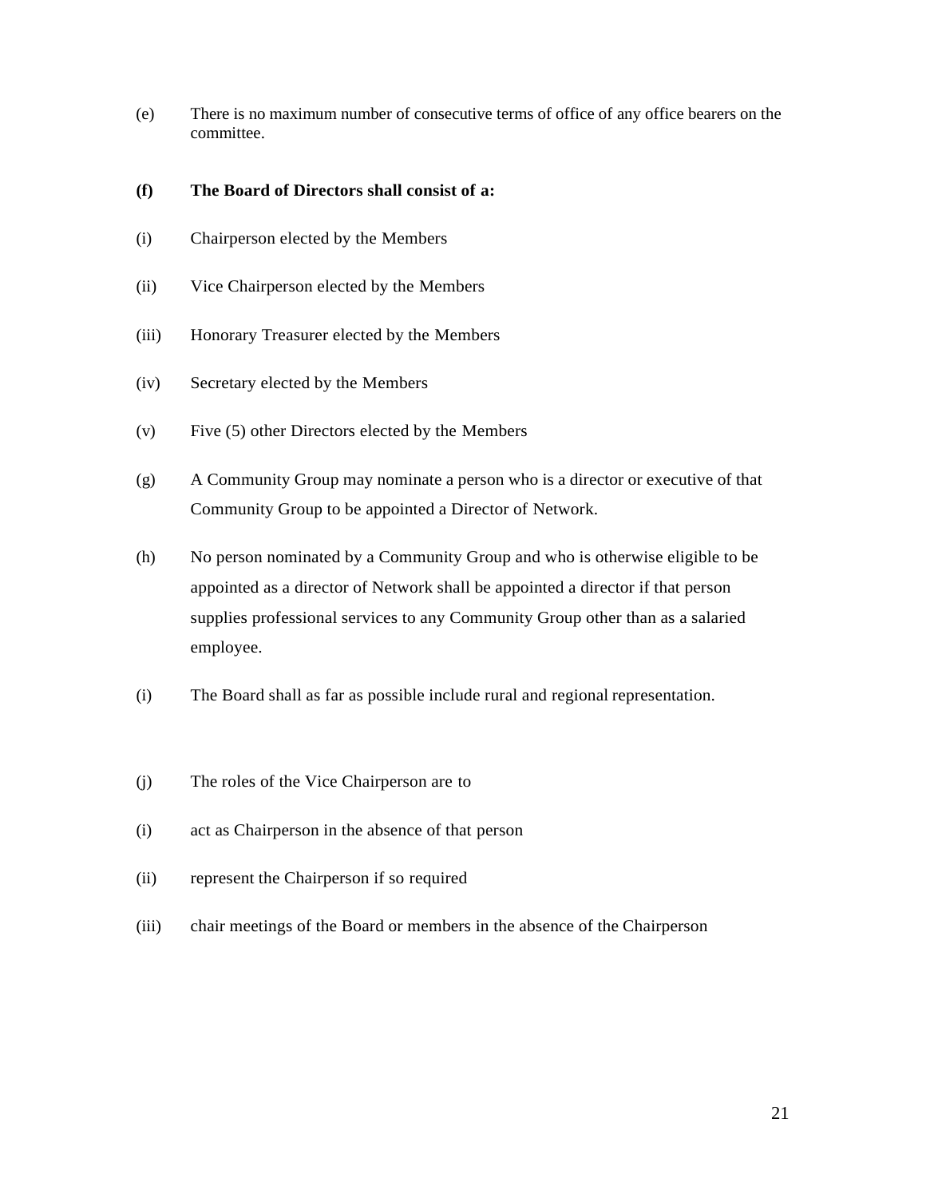(e) There is no maximum number of consecutive terms of office of any office bearers on the committee.

**(f) The Board of Directors shall consist of a:**

(i) Chairperson elected by the Members

(ii) Vice Chairperson elected by the Members

(iii) Honorary Treasurer elected by the Members

(iv) Secretary elected by the Members

(v) Five (5) other Directors elected by the Members

(g) A Community Group may nominate a person who is a director or executive of that Community Group to be appointed a Director of Network.

(h) No person nominated by a Community Group and who is otherwise eligible to be appointed as a director of Network shall be appointed a director if that person supplies professional services to any Community Group other than as a salaried employee.

(i) The Board shall as far as possible include rural and regional representation.

(j) The roles of the Vice Chairperson are to

(i) act as Chairperson in the absence of that person

(ii) represent the Chairperson if so required

(iii) chair meetings of the Board or members in the absence of the Chairperson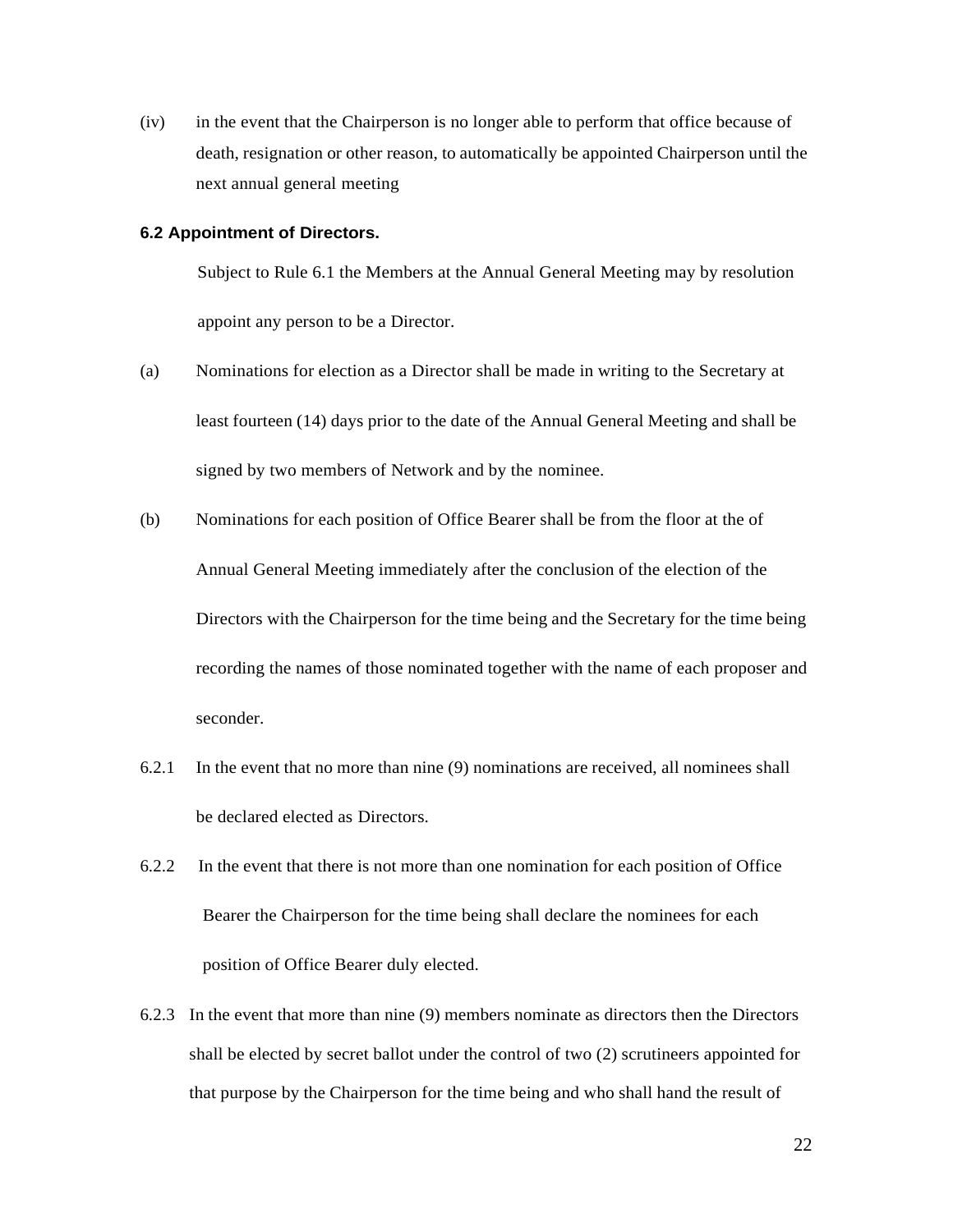(iv) in the event that the Chairperson is no longer able to perform that office because of death, resignation or other reason, to automatically be appointed Chairperson until the next annual general meeting

### 6.2 Appointment of Directors.

Subject to Rule 6.1 the Members at the Annual General Meeting may by resolution appoint any person to be a Director.

(a) Nominations for election as a Director shall be made in writing to the Secretary at least fourteen (14) days prior to the date of the Annual General Meeting and shall be signed by two members of Network and by the nominee.

(b) Nominations for each position of Office Bearer shall be from the floor at the of Annual General Meeting immediately after the conclusion of the election of the Directors with the Chairperson for the time being and the Secretary for the time being recording the names of those nominated together with the name of each proposer and seconder.

6.2.1 In the event that no more than nine (9) nominations are received, all nominees shall be declared elected as Directors.

6.2.2 In the event that there is not more than one nomination for each position of Office Bearer the Chairperson for the time being shall declare the nominees for each position of Office Bearer duly elected.

6.2.3 In the event that more than nine (9) members nominate as directors then the Directors shall be elected by secret ballot under the control of two (2) scrutineers appointed for that purpose by the Chairperson for the time being and who shall hand the result of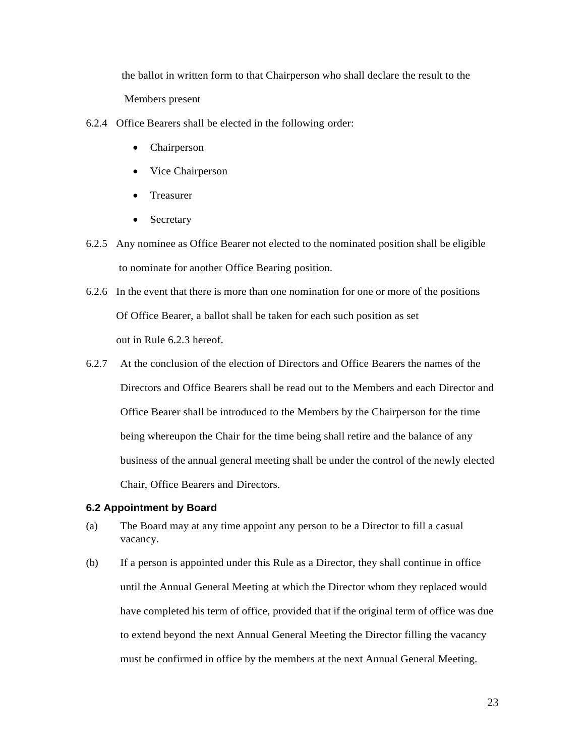the ballot in written form to that Chairperson who shall declare the result to the Members present

6.2.4 Office Bearers shall be elected in the following order:

- Chairperson
- Vice Chairperson
- Treasurer
- Secretary

6.2.5 Any nominee as Office Bearer not elected to the nominated position shall be eligible to nominate for another Office Bearing position.

6.2.6 In the event that there is more than one nomination for one or more of the positions Of Office Bearer, a ballot shall be taken for each such position as set out in Rule 6.2.3 hereof.

6.2.7 At the conclusion of the election of Directors and Office Bearers the names of the Directors and Office Bearers shall be read out to the Members and each Director and Office Bearer shall be introduced to the Members by the Chairperson for the time being whereupon the Chair for the time being shall retire and the balance of any business of the annual general meeting shall be under the control of the newly elected Chair, Office Bearers and Directors.

### 6.2 Appointment by Board

(a) The Board may at any time appoint any person to be a Director to fill a casual vacancy.

(b) If a person is appointed under this Rule as a Director, they shall continue in office until the Annual General Meeting at which the Director whom they replaced would have completed his term of office, provided that if the original term of office was due to extend beyond the next Annual General Meeting the Director filling the vacancy must be confirmed in office by the members at the next Annual General Meeting.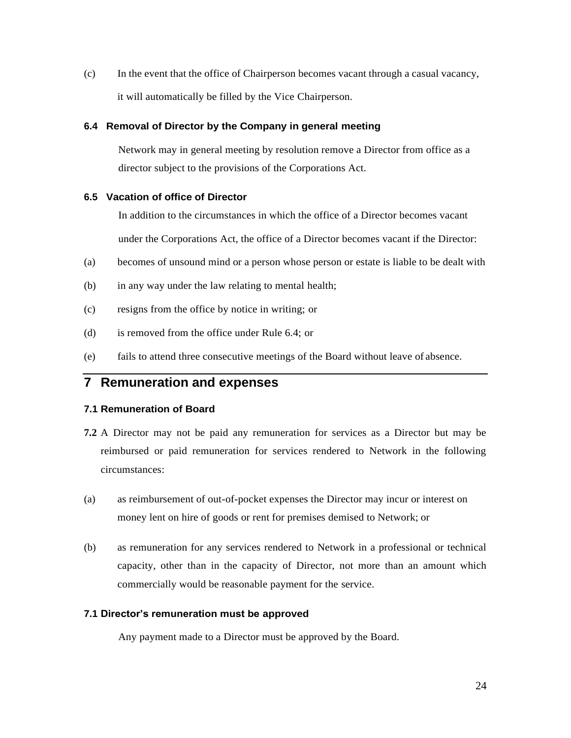(c) In the event that the office of Chairperson becomes vacant through a casual vacancy, it will automatically be filled by the Vice Chairperson.

### 6.4 Removal of Director by the Company in general meeting

Network may in general meeting by resolution remove a Director from office as a director subject to the provisions of the Corporations Act.

### 6.5 Vacation of office of Director

In addition to the circumstances in which the office of a Director becomes vacant under the Corporations Act, the office of a Director becomes vacant if the Director:

(a) becomes of unsound mind or a person whose person or estate is liable to be dealt with

(b) in any way under the law relating to mental health;

(c) resigns from the office by notice in writing; or

(d) is removed from the office under Rule 6.4; or

(e) fails to attend three consecutive meetings of the Board without leave of absence.

## 7 Remuneration and expenses

### 7.1 Remuneration of Board

**7.2** A Director may not be paid any remuneration for services as a Director but may be reimbursed or paid remuneration for services rendered to Network in the following circumstances:

(a) as reimbursement of out-of-pocket expenses the Director may incur or interest on money lent on hire of goods or rent for premises demised to Network; or

(b) as remuneration for any services rendered to Network in a professional or technical capacity, other than in the capacity of Director, not more than an amount which commercially would be reasonable payment for the service.

### 7.1 Director's remuneration must be approved

Any payment made to a Director must be approved by the Board.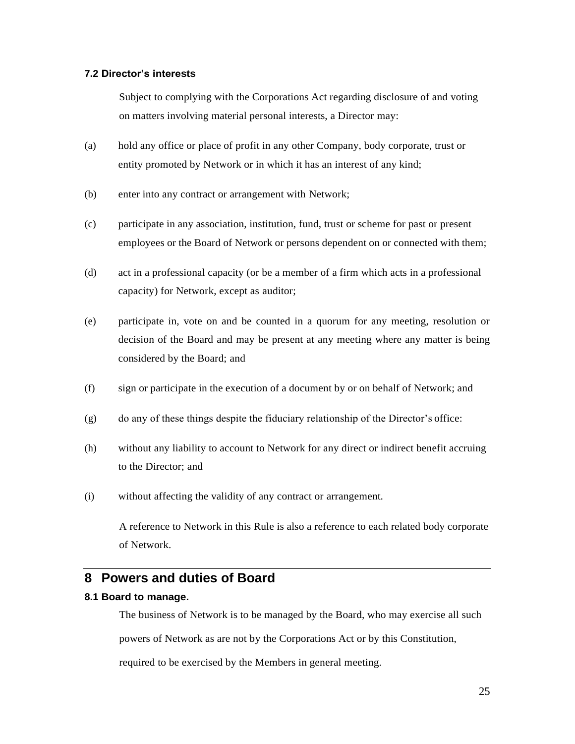### 7.2 Director's interests

Subject to complying with the Corporations Act regarding disclosure of and voting on matters involving material personal interests, a Director may:

(a) hold any office or place of profit in any other Company, body corporate, trust or entity promoted by Network or in which it has an interest of any kind;

(b) enter into any contract or arrangement with Network;

(c) participate in any association, institution, fund, trust or scheme for past or present employees or the Board of Network or persons dependent on or connected with them;

(d) act in a professional capacity (or be a member of a firm which acts in a professional capacity) for Network, except as auditor;

(e) participate in, vote on and be counted in a quorum for any meeting, resolution or decision of the Board and may be present at any meeting where any matter is being considered by the Board; and

(f) sign or participate in the execution of a document by or on behalf of Network; and

(g) do any of these things despite the fiduciary relationship of the Director's office:

(h) without any liability to account to Network for any direct or indirect benefit accruing to the Director; and

(i) without affecting the validity of any contract or arrangement.

A reference to Network in this Rule is also a reference to each related body corporate of Network.

## 8 Powers and duties of Board

### 8.1 Board to manage.

The business of Network is to be managed by the Board, who may exercise all such powers of Network as are not by the Corporations Act or by this Constitution, required to be exercised by the Members in general meeting.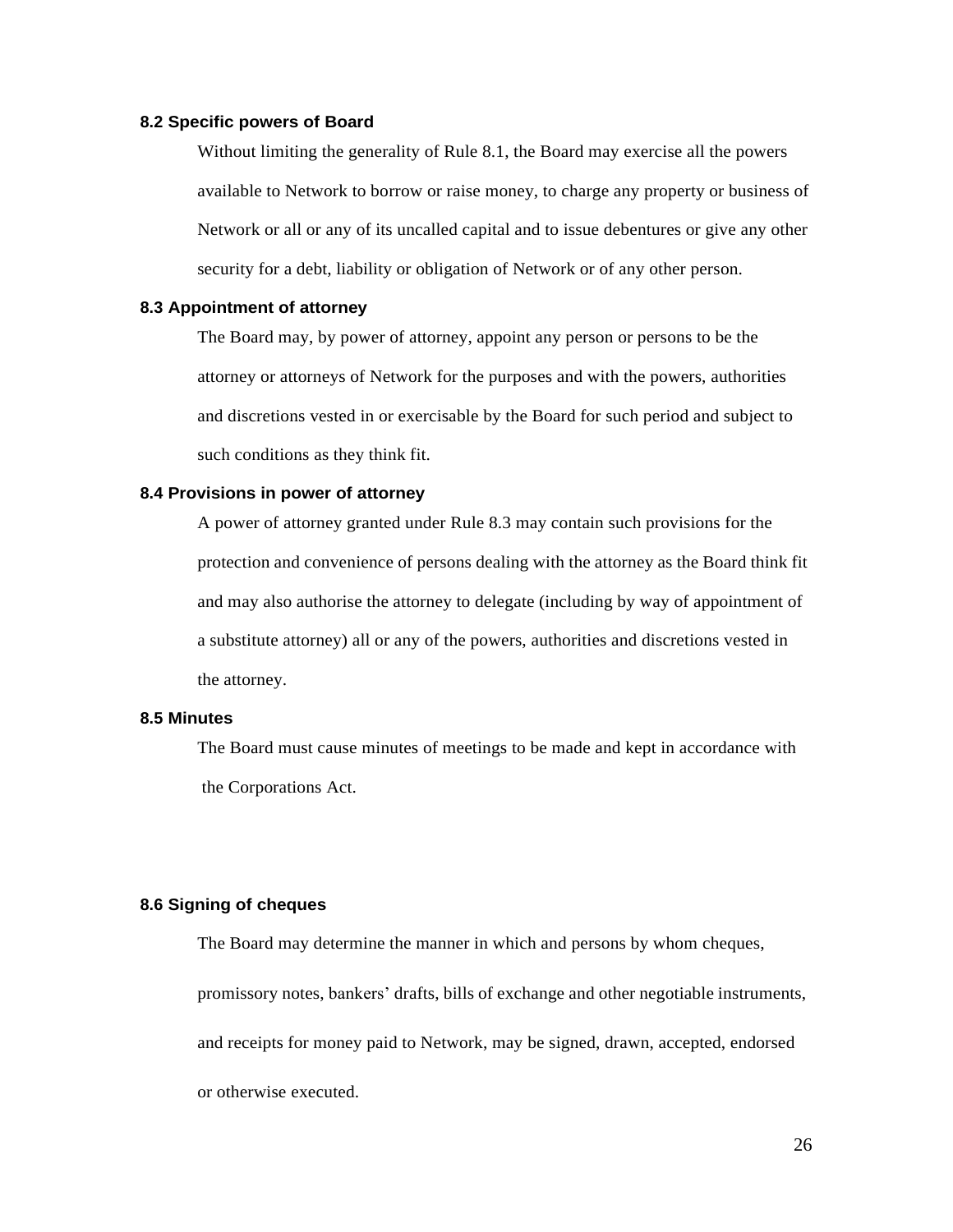### 8.2 Specific powers of Board

Without limiting the generality of Rule 8.1, the Board may exercise all the powers available to Network to borrow or raise money, to charge any property or business of Network or all or any of its uncalled capital and to issue debentures or give any other security for a debt, liability or obligation of Network or of any other person.

### 8.3 Appointment of attorney

The Board may, by power of attorney, appoint any person or persons to be the attorney or attorneys of Network for the purposes and with the powers, authorities and discretions vested in or exercisable by the Board for such period and subject to such conditions as they think fit.

### 8.4 Provisions in power of attorney

A power of attorney granted under Rule 8.3 may contain such provisions for the protection and convenience of persons dealing with the attorney as the Board think fit and may also authorise the attorney to delegate (including by way of appointment of a substitute attorney) all or any of the powers, authorities and discretions vested in the attorney.

### 8.5 Minutes

The Board must cause minutes of meetings to be made and kept in accordance with the Corporations Act.

### 8.6 Signing of cheques

The Board may determine the manner in which and persons by whom cheques, promissory notes, bankers' drafts, bills of exchange and other negotiable instruments, and receipts for money paid to Network, may be signed, drawn, accepted, endorsed or otherwise executed.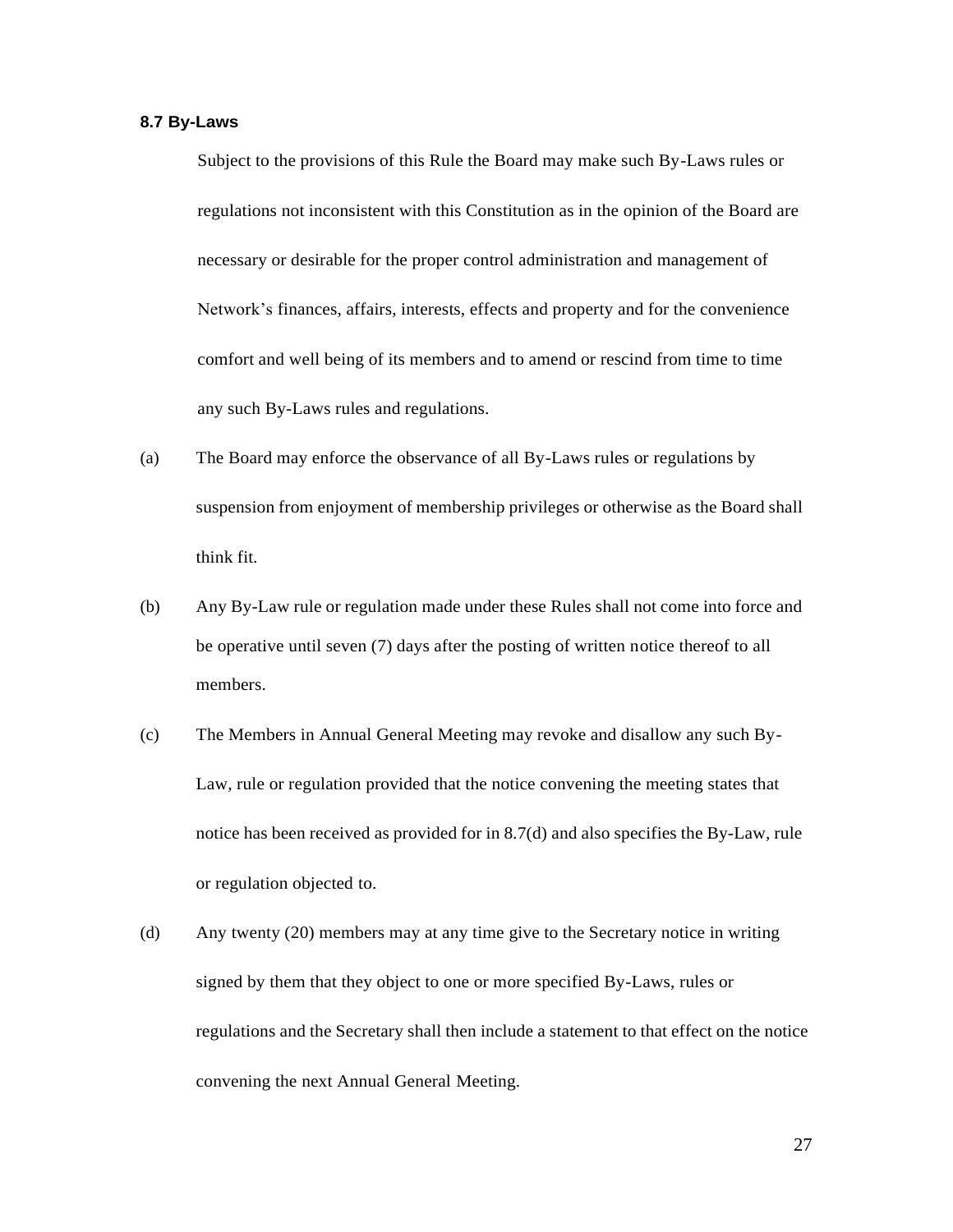### 8.7 By-Laws

Subject to the provisions of this Rule the Board may make such By-Laws rules or regulations not inconsistent with this Constitution as in the opinion of the Board are necessary or desirable for the proper control administration and management of Network's finances, affairs, interests, effects and property and for the convenience comfort and well being of its members and to amend or rescind from time to time any such By-Laws rules and regulations.

(a) The Board may enforce the observance of all By-Laws rules or regulations by suspension from enjoyment of membership privileges or otherwise as the Board shall think fit.

(b) Any By-Law rule or regulation made under these Rules shall not come into force and be operative until seven (7) days after the posting of written notice thereof to all members.

(c) The Members in Annual General Meeting may revoke and disallow any such By-Law, rule or regulation provided that the notice convening the meeting states that notice has been received as provided for in 8.7(d) and also specifies the By-Law, rule or regulation objected to.

(d) Any twenty (20) members may at any time give to the Secretary notice in writing signed by them that they object to one or more specified By-Laws, rules or regulations and the Secretary shall then include a statement to that effect on the notice convening the next Annual General Meeting.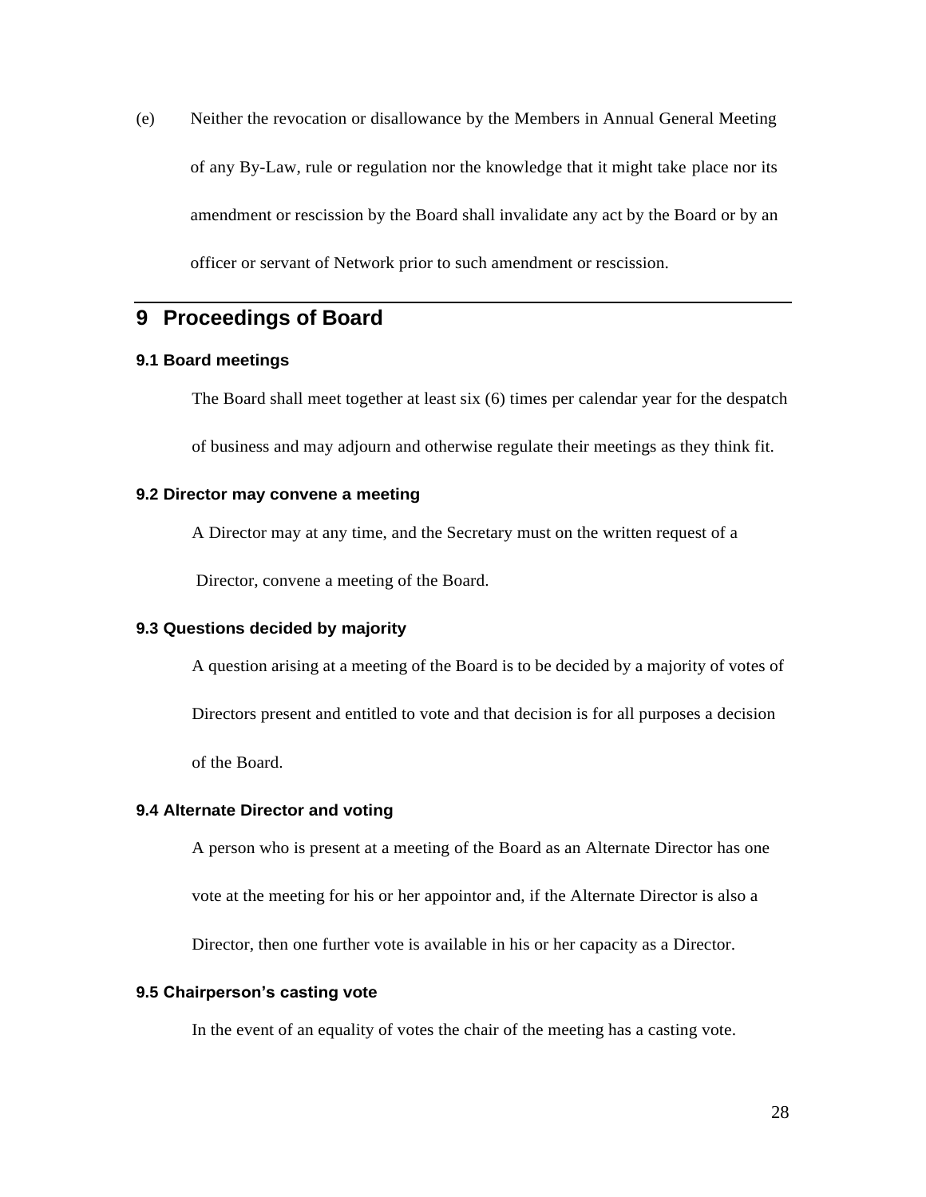(e) Neither the revocation or disallowance by the Members in Annual General Meeting of any By-Law, rule or regulation nor the knowledge that it might take place nor its amendment or rescission by the Board shall invalidate any act by the Board or by an officer or servant of Network prior to such amendment or rescission.

# 9 Proceedings of Board

### 9.1 Board meetings

The Board shall meet together at least six (6) times per calendar year for the despatch of business and may adjourn and otherwise regulate their meetings as they think fit.

### 9.2 Director may convene a meeting

A Director may at any time, and the Secretary must on the written request of a Director, convene a meeting of the Board.

### 9.3 Questions decided by majority

A question arising at a meeting of the Board is to be decided by a majority of votes of Directors present and entitled to vote and that decision is for all purposes a decision of the Board.

### 9.4 Alternate Director and voting

A person who is present at a meeting of the Board as an Alternate Director has one vote at the meeting for his or her appointor and, if the Alternate Director is also a Director, then one further vote is available in his or her capacity as a Director.

### 9.5 Chairperson's casting vote

In the event of an equality of votes the chair of the meeting has a casting vote.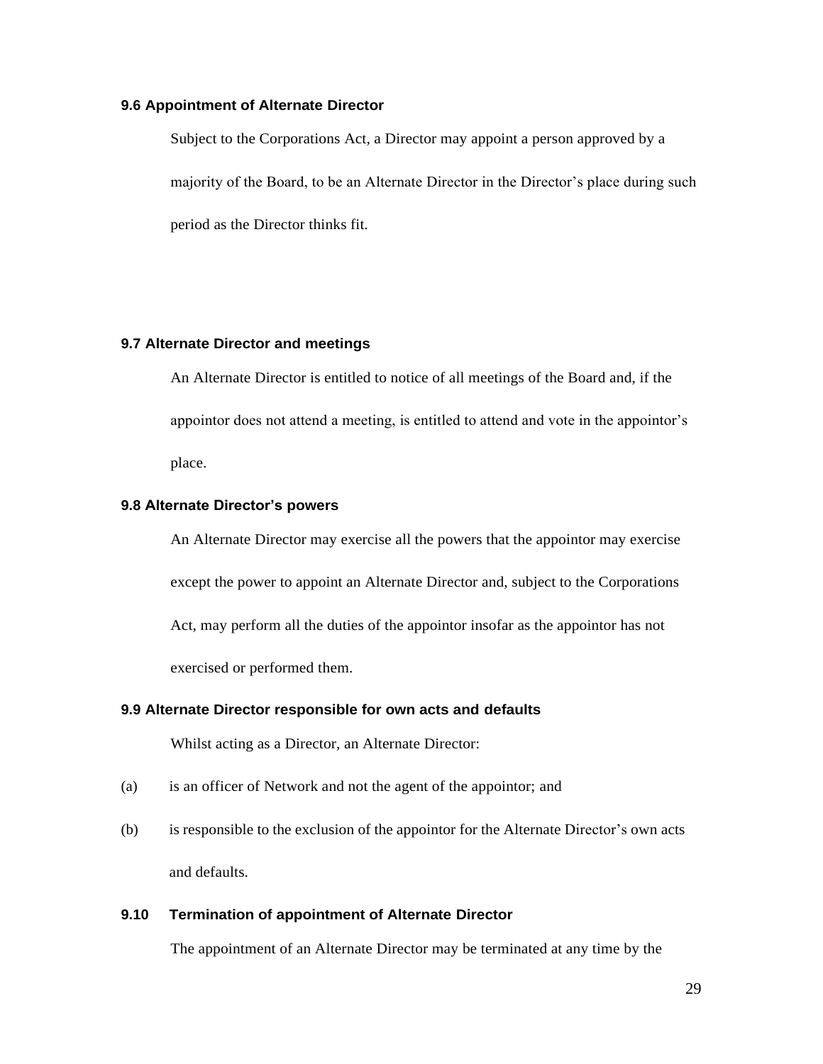### 9.6 Appointment of Alternate Director

Subject to the Corporations Act, a Director may appoint a person approved by a majority of the Board, to be an Alternate Director in the Director's place during such period as the Director thinks fit.

### 9.7 Alternate Director and meetings

An Alternate Director is entitled to notice of all meetings of the Board and, if the appointor does not attend a meeting, is entitled to attend and vote in the appointor's place.

### 9.8 Alternate Director's powers

An Alternate Director may exercise all the powers that the appointor may exercise except the power to appoint an Alternate Director and, subject to the Corporations Act, may perform all the duties of the appointor insofar as the appointor has not exercised or performed them.

### 9.9 Alternate Director responsible for own acts and defaults

Whilst acting as a Director, an Alternate Director:

(a) is an officer of Network and not the agent of the appointor; and

(b) is responsible to the exclusion of the appointor for the Alternate Director's own acts and defaults.

### 9.10 Termination of appointment of Alternate Director

The appointment of an Alternate Director may be terminated at any time by the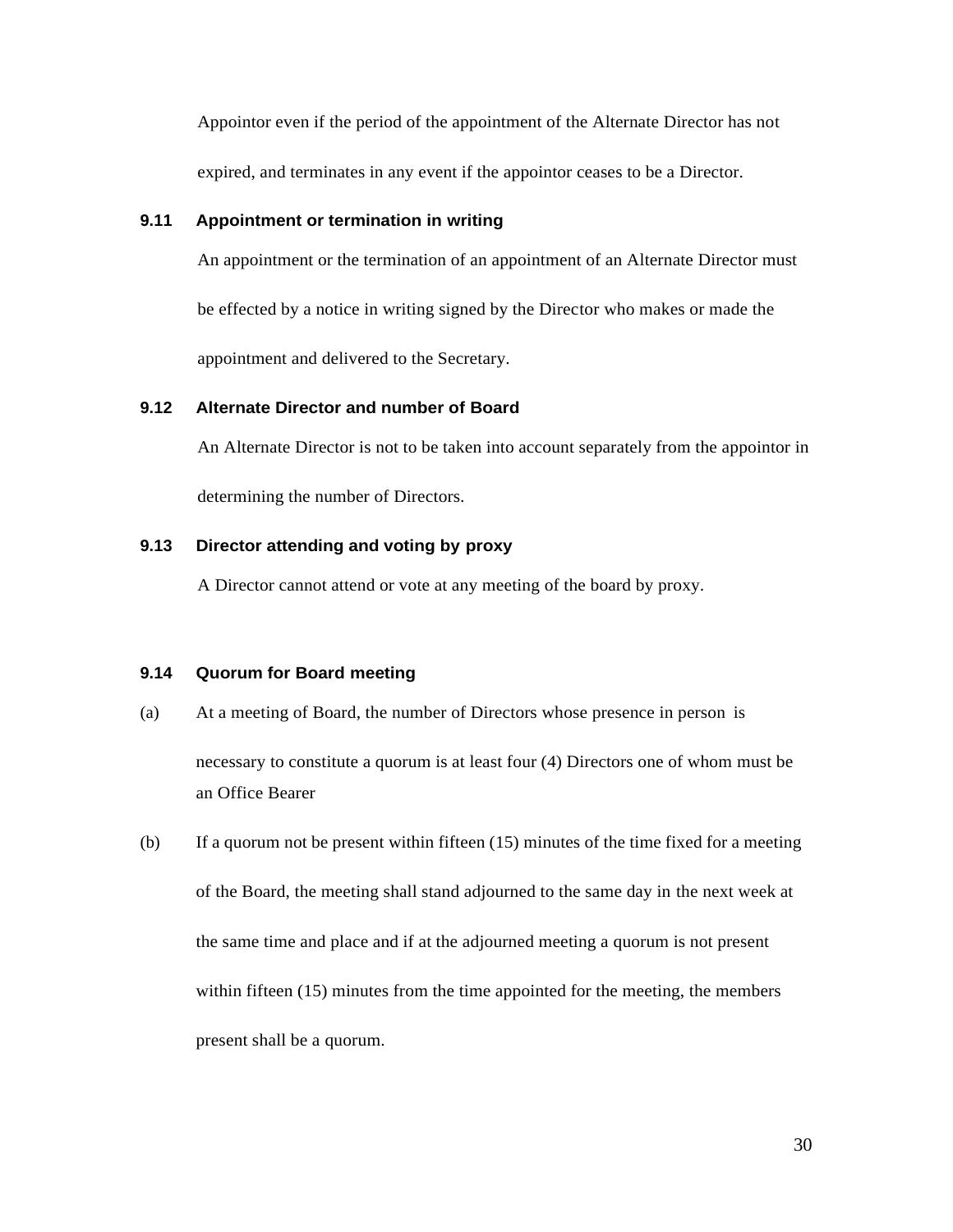Appointor even if the period of the appointment of the Alternate Director has not expired, and terminates in any event if the appointor ceases to be a Director.

### 9.11 Appointment or termination in writing

An appointment or the termination of an appointment of an Alternate Director must be effected by a notice in writing signed by the Director who makes or made the appointment and delivered to the Secretary.

### 9.12 Alternate Director and number of Board

An Alternate Director is not to be taken into account separately from the appointor in determining the number of Directors.

### 9.13 Director attending and voting by proxy

A Director cannot attend or vote at any meeting of the board by proxy.

### 9.14 Quorum for Board meeting

(a) At a meeting of Board, the number of Directors whose presence in person is necessary to constitute a quorum is at least four (4) Directors one of whom must be an Office Bearer

(b) If a quorum not be present within fifteen (15) minutes of the time fixed for a meeting of the Board, the meeting shall stand adjourned to the same day in the next week at the same time and place and if at the adjourned meeting a quorum is not present within fifteen (15) minutes from the time appointed for the meeting, the members present shall be a quorum.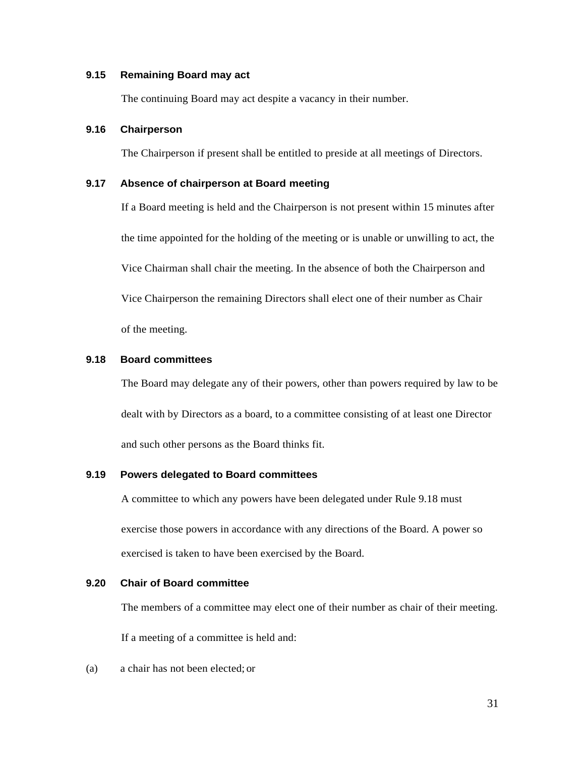### 9.15 Remaining Board may act

The continuing Board may act despite a vacancy in their number.

### 9.16 Chairperson

The Chairperson if present shall be entitled to preside at all meetings of Directors.

### 9.17 Absence of chairperson at Board meeting

If a Board meeting is held and the Chairperson is not present within 15 minutes after the time appointed for the holding of the meeting or is unable or unwilling to act, the Vice Chairman shall chair the meeting. In the absence of both the Chairperson and Vice Chairperson the remaining Directors shall elect one of their number as Chair of the meeting.

### 9.18 Board committees

The Board may delegate any of their powers, other than powers required by law to be dealt with by Directors as a board, to a committee consisting of at least one Director and such other persons as the Board thinks fit.

### 9.19 Powers delegated to Board committees

A committee to which any powers have been delegated under Rule 9.18 must exercise those powers in accordance with any directions of the Board. A power so exercised is taken to have been exercised by the Board.

### 9.20 Chair of Board committee

The members of a committee may elect one of their number as chair of their meeting.

If a meeting of a committee is held and:

(a) a chair has not been elected; or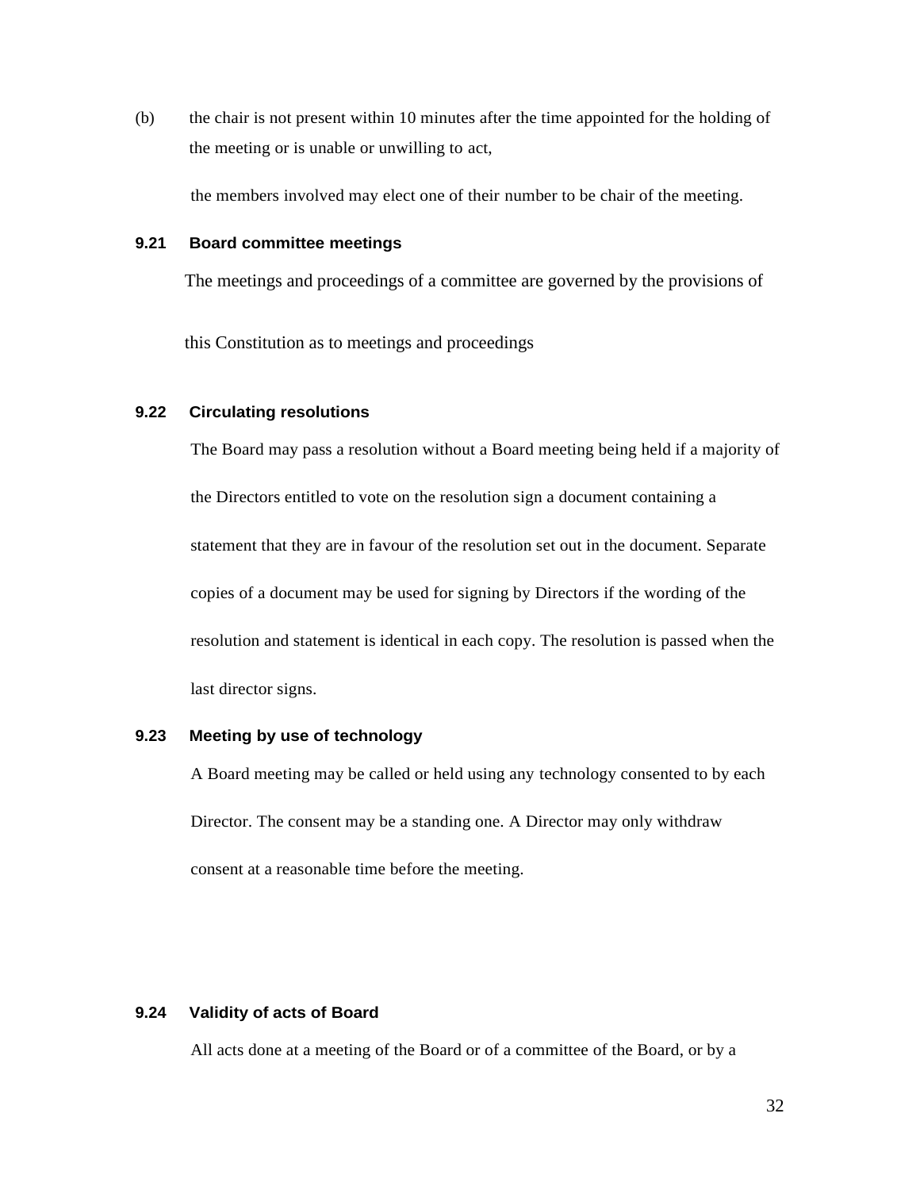(b) the chair is not present within 10 minutes after the time appointed for the holding of the meeting or is unable or unwilling to act,

the members involved may elect one of their number to be chair of the meeting.

### 9.21 Board committee meetings

The meetings and proceedings of a committee are governed by the provisions of this Constitution as to meetings and proceedings

### 9.22 Circulating resolutions

The Board may pass a resolution without a Board meeting being held if a majority of the Directors entitled to vote on the resolution sign a document containing a statement that they are in favour of the resolution set out in the document. Separate copies of a document may be used for signing by Directors if the wording of the resolution and statement is identical in each copy. The resolution is passed when the last director signs.

### 9.23 Meeting by use of technology

A Board meeting may be called or held using any technology consented to by each Director. The consent may be a standing one. A Director may only withdraw consent at a reasonable time before the meeting.

### 9.24 Validity of acts of Board

All acts done at a meeting of the Board or of a committee of the Board, or by a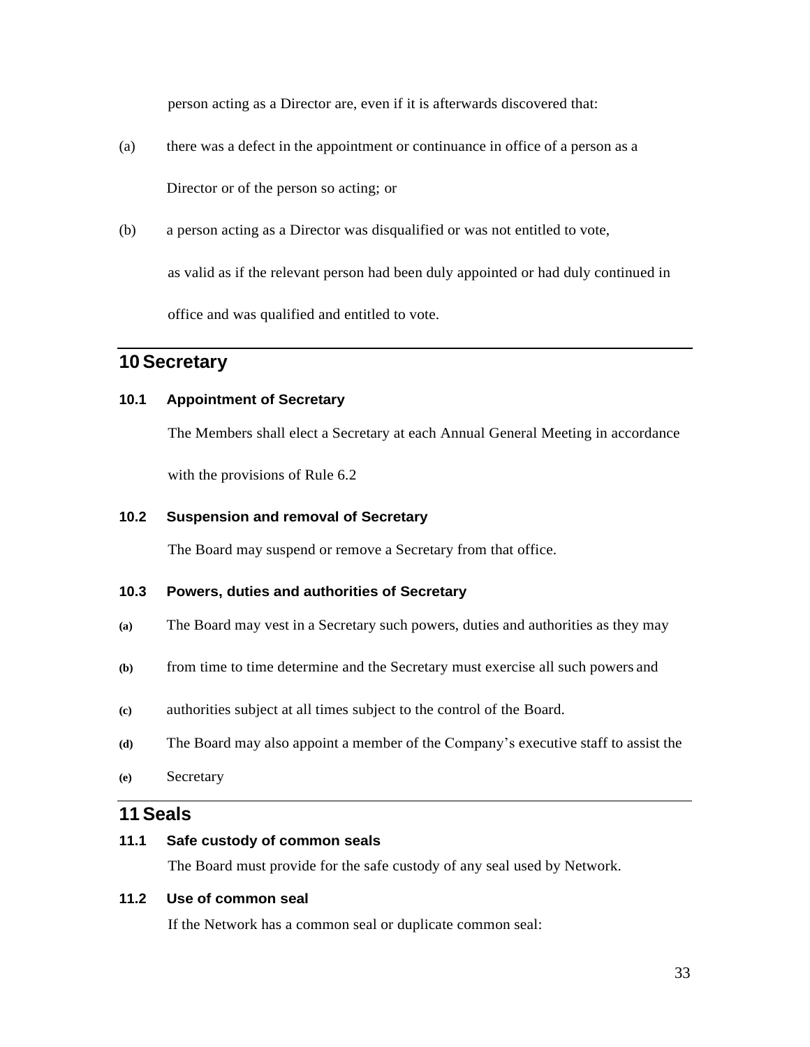person acting as a Director are, even if it is afterwards discovered that:

(a) there was a defect in the appointment or continuance in office of a person as a Director or of the person so acting; or

(b) a person acting as a Director was disqualified or was not entitled to vote,

as valid as if the relevant person had been duly appointed or had duly continued in office and was qualified and entitled to vote.

# 10 Secretary

### 10.1 Appointment of Secretary

The Members shall elect a Secretary at each Annual General Meeting in accordance with the provisions of Rule 6.2

### 10.2 Suspension and removal of Secretary

The Board may suspend or remove a Secretary from that office.

### 10.3 Powers, duties and authorities of Secretary

**(a)** The Board may vest in a Secretary such powers, duties and authorities as they may

**(b)** from time to time determine and the Secretary must exercise all such powers and

**(c)** authorities subject at all times subject to the control of the Board.

**(d)** The Board may also appoint a member of the Company's executive staff to assist the

**(e)** Secretary

# 11 Seals

### 11.1 Safe custody of common seals

The Board must provide for the safe custody of any seal used by Network.

### 11.2 Use of common seal

If the Network has a common seal or duplicate common seal: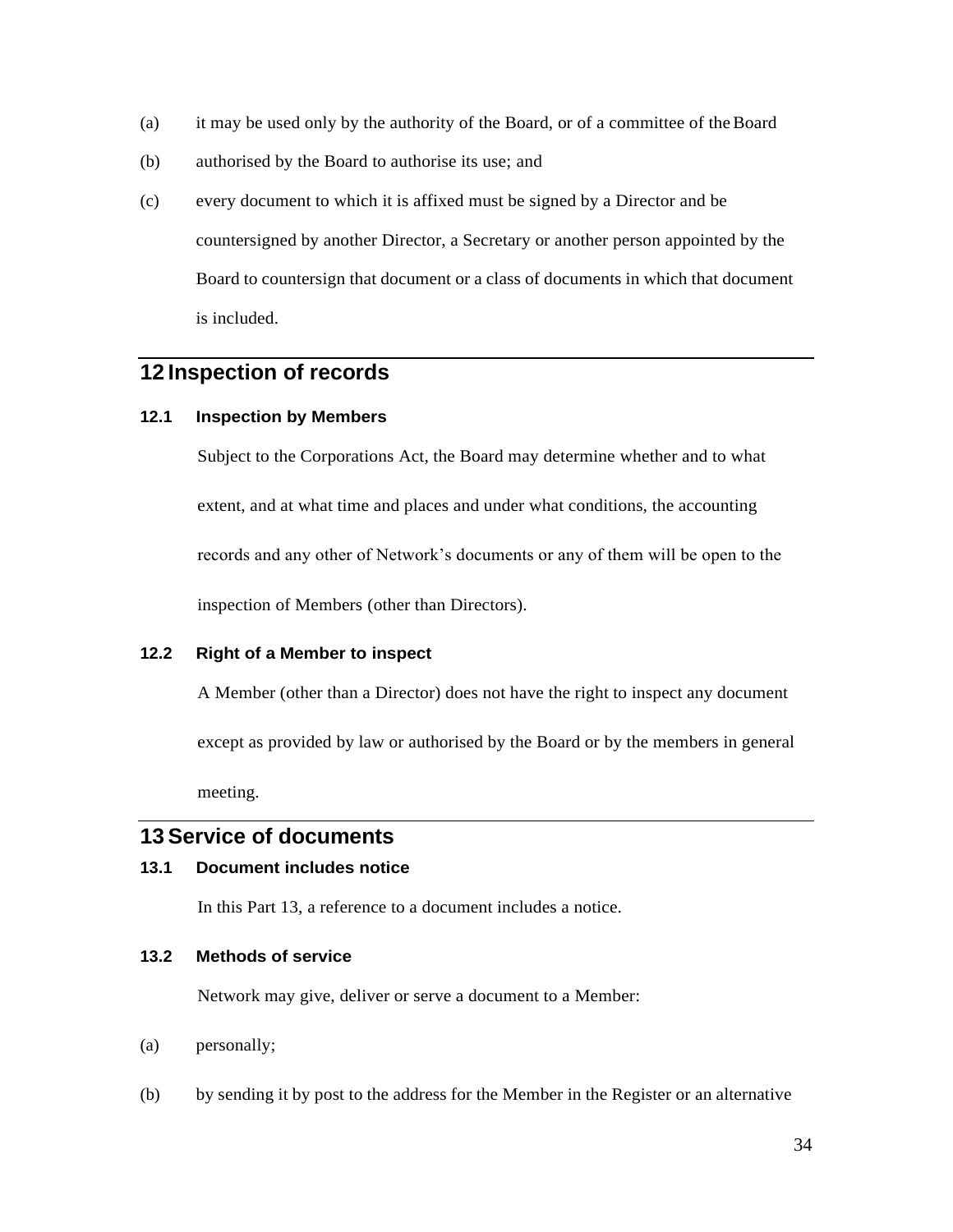(a) it may be used only by the authority of the Board, or of a committee of the Board

(b) authorised by the Board to authorise its use; and

(c) every document to which it is affixed must be signed by a Director and be countersigned by another Director, a Secretary or another person appointed by the Board to countersign that document or a class of documents in which that document is included.

## 12 Inspection of records

### 12.1 Inspection by Members

Subject to the Corporations Act, the Board may determine whether and to what extent, and at what time and places and under what conditions, the accounting records and any other of Network's documents or any of them will be open to the inspection of Members (other than Directors).

### 12.2 Right of a Member to inspect

A Member (other than a Director) does not have the right to inspect any document except as provided by law or authorised by the Board or by the members in general meeting.

## 13 Service of documents

### 13.1 Document includes notice

In this Part 13, a reference to a document includes a notice.

### 13.2 Methods of service

Network may give, deliver or serve a document to a Member:

(a) personally;

(b) by sending it by post to the address for the Member in the Register or an alternative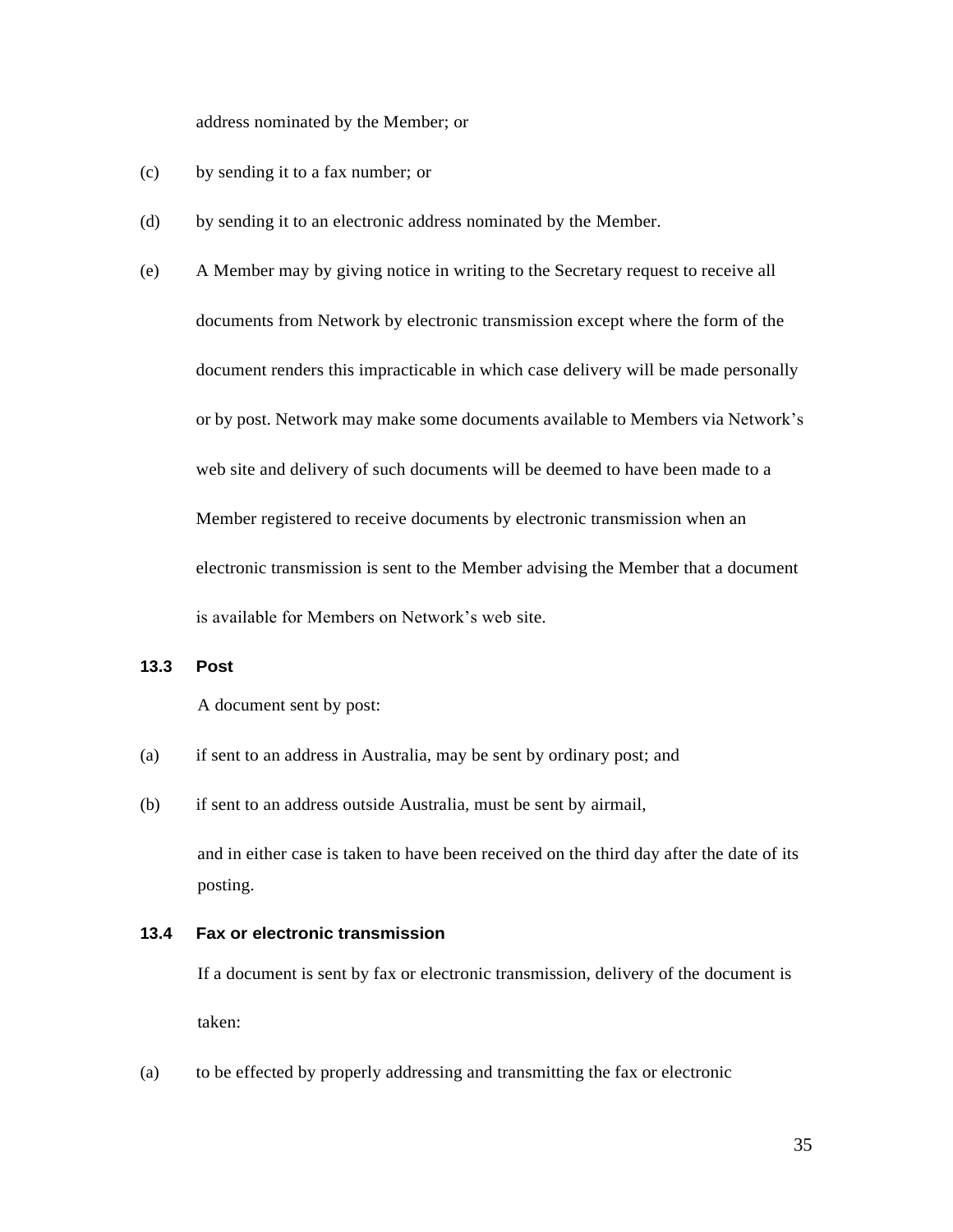address nominated by the Member; or

(c) by sending it to a fax number; or

(d) by sending it to an electronic address nominated by the Member.

(e) A Member may by giving notice in writing to the Secretary request to receive all documents from Network by electronic transmission except where the form of the document renders this impracticable in which case delivery will be made personally or by post. Network may make some documents available to Members via Network's web site and delivery of such documents will be deemed to have been made to a Member registered to receive documents by electronic transmission when an electronic transmission is sent to the Member advising the Member that a document is available for Members on Network's web site.

### 13.3 Post

A document sent by post:

(a) if sent to an address in Australia, may be sent by ordinary post; and

(b) if sent to an address outside Australia, must be sent by airmail,

and in either case is taken to have been received on the third day after the date of its posting.

### 13.4 Fax or electronic transmission

If a document is sent by fax or electronic transmission, delivery of the document is taken:

(a) to be effected by properly addressing and transmitting the fax or electronic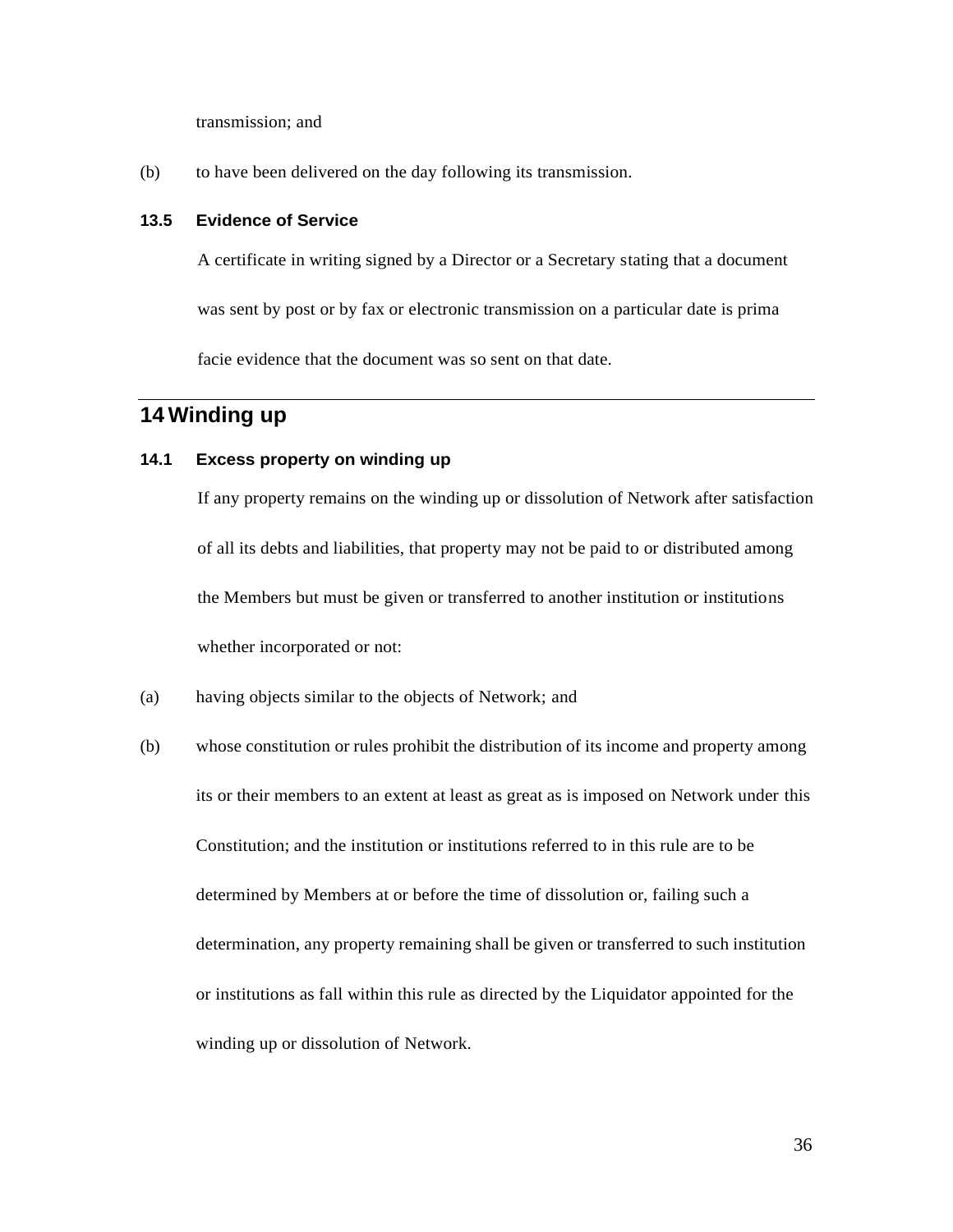transmission; and

(b) to have been delivered on the day following its transmission.

### 13.5 Evidence of Service

A certificate in writing signed by a Director or a Secretary stating that a document was sent by post or by fax or electronic transmission on a particular date is prima facie evidence that the document was so sent on that date.

## 14 Winding up

### 14.1 Excess property on winding up

If any property remains on the winding up or dissolution of Network after satisfaction of all its debts and liabilities, that property may not be paid to or distributed among the Members but must be given or transferred to another institution or institutions whether incorporated or not:

(a) having objects similar to the objects of Network; and

(b) whose constitution or rules prohibit the distribution of its income and property among its or their members to an extent at least as great as is imposed on Network under this Constitution; and the institution or institutions referred to in this rule are to be determined by Members at or before the time of dissolution or, failing such a determination, any property remaining shall be given or transferred to such institution or institutions as fall within this rule as directed by the Liquidator appointed for the winding up or dissolution of Network.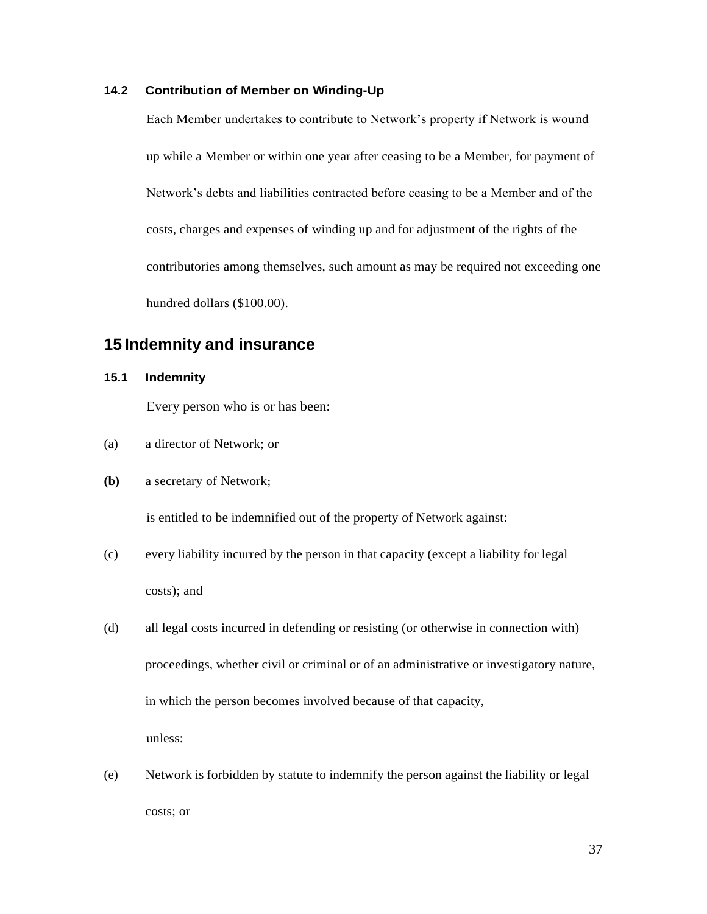### 14.2 Contribution of Member on Winding-Up

Each Member undertakes to contribute to Network's property if Network is wound up while a Member or within one year after ceasing to be a Member, for payment of Network's debts and liabilities contracted before ceasing to be a Member and of the costs, charges and expenses of winding up and for adjustment of the rights of the contributories among themselves, such amount as may be required not exceeding one hundred dollars ($100.00).

## 15 Indemnity and insurance

### 15.1 Indemnity

Every person who is or has been:

(a) a director of Network; or

**(b)** a secretary of Network;

is entitled to be indemnified out of the property of Network against:

(c) every liability incurred by the person in that capacity (except a liability for legal costs); and

(d) all legal costs incurred in defending or resisting (or otherwise in connection with) proceedings, whether civil or criminal or of an administrative or investigatory nature, in which the person becomes involved because of that capacity,

unless:

(e) Network is forbidden by statute to indemnify the person against the liability or legal costs; or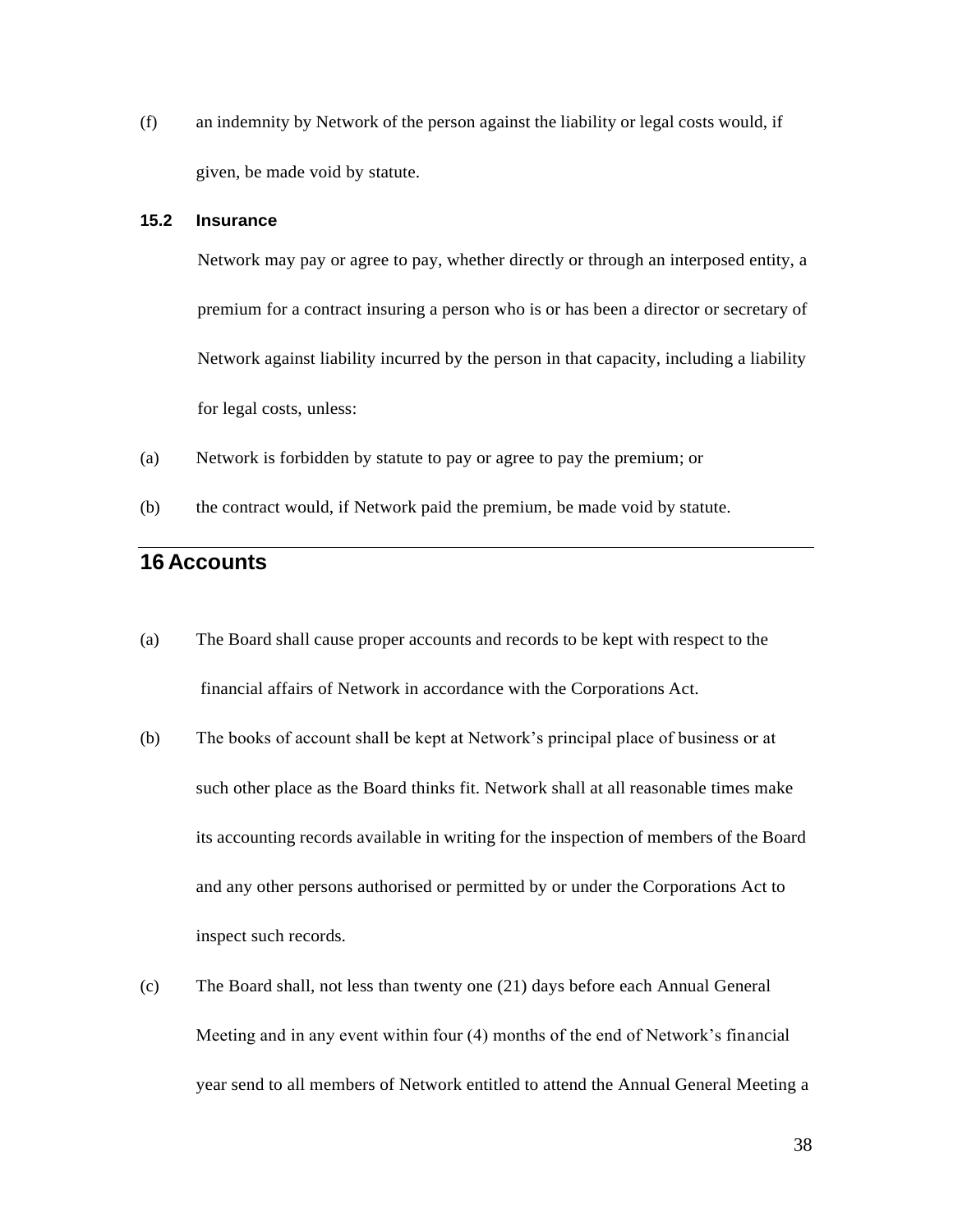(f) an indemnity by Network of the person against the liability or legal costs would, if given, be made void by statute.

### 15.2 Insurance

Network may pay or agree to pay, whether directly or through an interposed entity, a premium for a contract insuring a person who is or has been a director or secretary of Network against liability incurred by the person in that capacity, including a liability for legal costs, unless:

(a) Network is forbidden by statute to pay or agree to pay the premium; or

(b) the contract would, if Network paid the premium, be made void by statute.

## 16 Accounts

(a) The Board shall cause proper accounts and records to be kept with respect to the financial affairs of Network in accordance with the Corporations Act.

(b) The books of account shall be kept at Network's principal place of business or at such other place as the Board thinks fit. Network shall at all reasonable times make its accounting records available in writing for the inspection of members of the Board and any other persons authorised or permitted by or under the Corporations Act to inspect such records.

(c) The Board shall, not less than twenty one (21) days before each Annual General Meeting and in any event within four (4) months of the end of Network's financial year send to all members of Network entitled to attend the Annual General Meeting a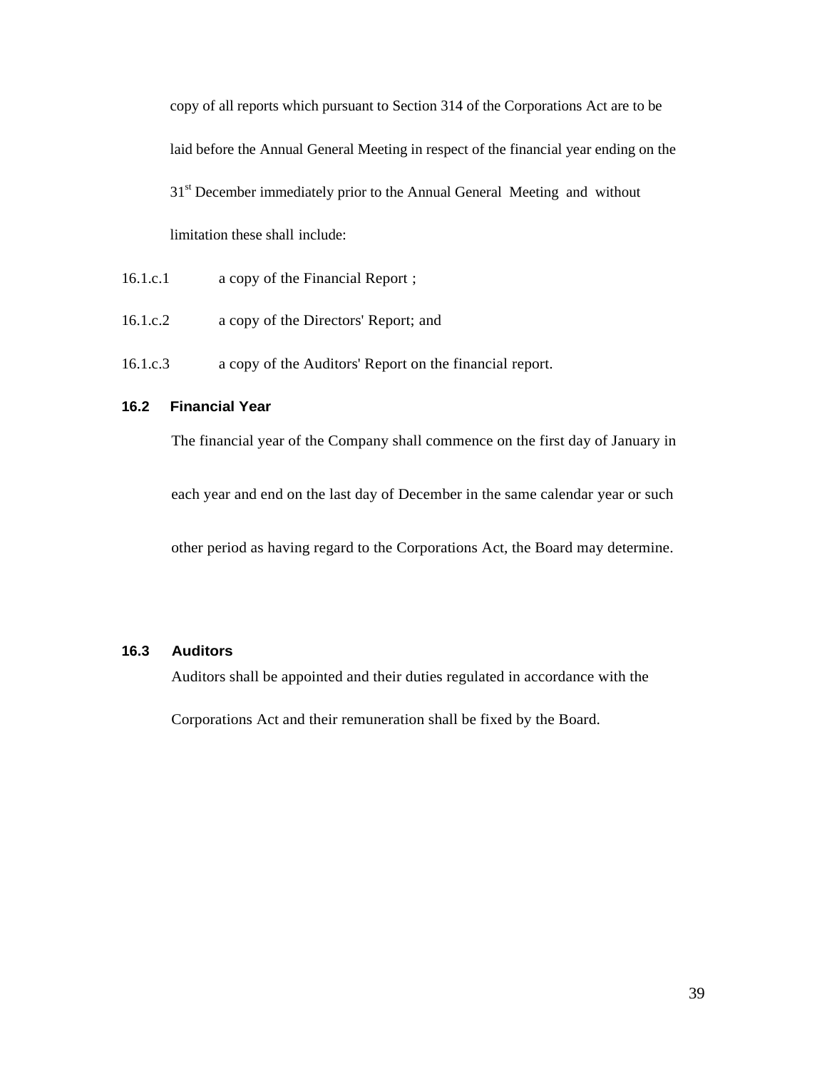copy of all reports which pursuant to Section 314 of the Corporations Act are to be laid before the Annual General Meeting in respect of the financial year ending on the 31st December immediately prior to the Annual General Meeting and without limitation these shall include:

16.1.c.1 a copy of the Financial Report ;

16.1.c.2 a copy of the Directors' Report; and

16.1.c.3 a copy of the Auditors' Report on the financial report.

### 16.2 Financial Year

The financial year of the Company shall commence on the first day of January in each year and end on the last day of December in the same calendar year or such other period as having regard to the Corporations Act, the Board may determine.

### 16.3 Auditors

Auditors shall be appointed and their duties regulated in accordance with the Corporations Act and their remuneration shall be fixed by the Board.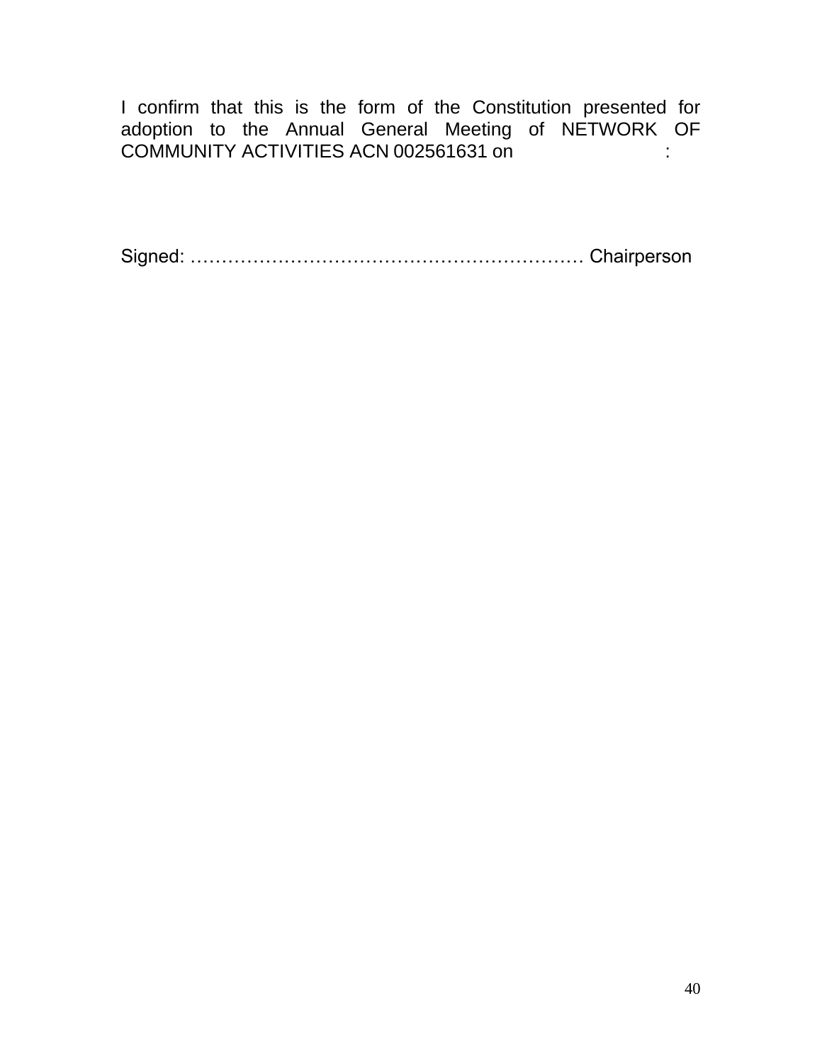I confirm that this is the form of the Constitution presented for adoption to the Annual General Meeting of NETWORK OF COMMUNITY ACTIVITIES ACN 002561631 on                              :

Signed: ……………………………………………………… Chairperson